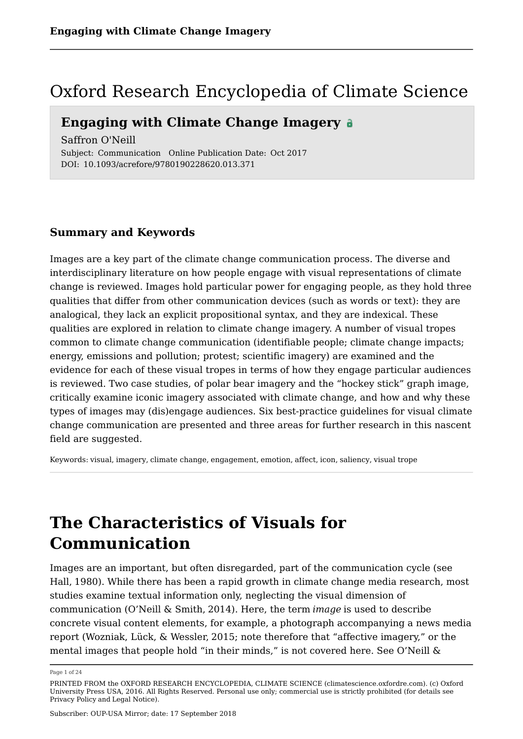# Oxford Research Encyclopedia of Climate Science

## Engaging with Climate Change Imagery

Saffron O'Neill

Subject: Communication  Online Publication Date: Oct 2017

DOI: 10.1093/acrefore/9780190228620.013.371

### Summary and Keywords

Images are a key part of the climate change communication process. The diverse and interdisciplinary literature on how people engage with visual representations of climate change is reviewed. Images hold particular power for engaging people, as they hold three qualities that differ from other communication devices (such as words or text): they are analogical, they lack an explicit propositional syntax, and they are indexical. These qualities are explored in relation to climate change imagery. A number of visual tropes common to climate change communication (identifiable people; climate change impacts; energy, emissions and pollution; protest; scientific imagery) are examined and the evidence for each of these visual tropes in terms of how they engage particular audiences is reviewed. Two case studies, of polar bear imagery and the “hockey stick” graph image, critically examine iconic imagery associated with climate change, and how and why these types of images may (dis)engage audiences. Six best-practice guidelines for visual climate change communication are presented and three areas for further research in this nascent field are suggested.

Keywords: visual, imagery, climate change, engagement, emotion, affect, icon, saliency, visual trope

# The Characteristics of Visuals for Communication

Images are an important, but often disregarded, part of the communication cycle (see Hall, 1980). While there has been a rapid growth in climate change media research, most studies examine textual information only, neglecting the visual dimension of communication (O’Neill & Smith, 2014). Here, the term *image* is used to describe concrete visual content elements, for example, a photograph accompanying a news media report (Wozniak, Lück, & Wessler, 2015; note therefore that “affective imagery,” or the mental images that people hold “in their minds,” is not covered here. See O’Neill &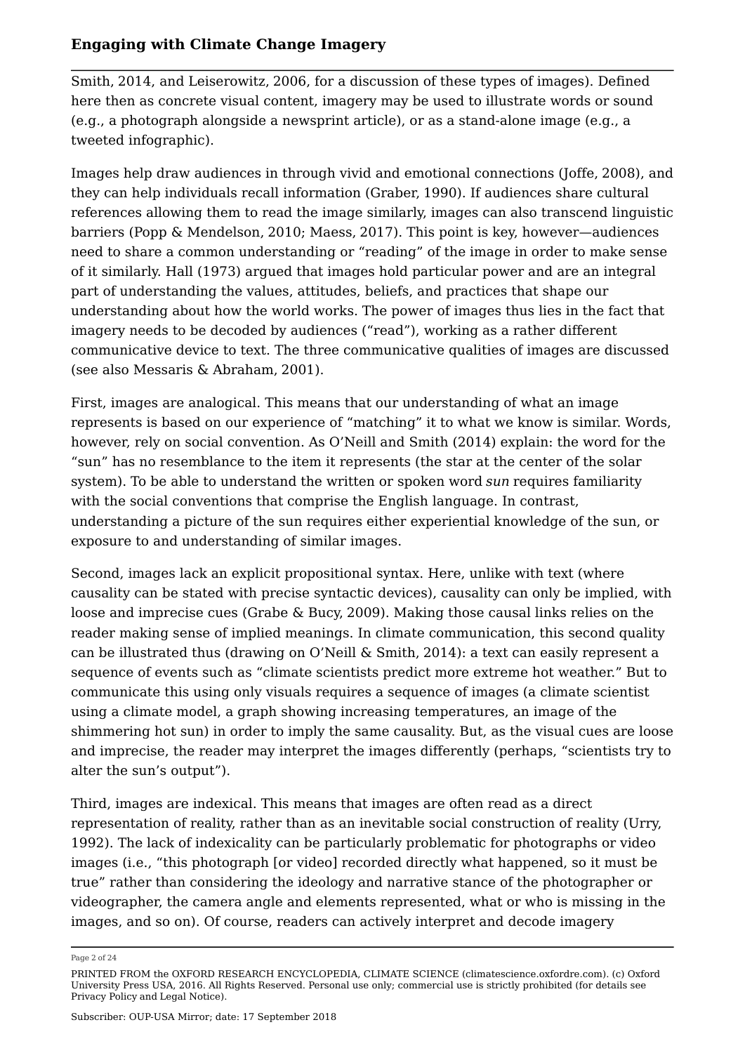Smith, 2014, and Leiserowitz, 2006, for a discussion of these types of images). Defined here then as concrete visual content, imagery may be used to illustrate words or sound (e.g., a photograph alongside a newsprint article), or as a stand-alone image (e.g., a tweeted infographic).

Images help draw audiences in through vivid and emotional connections (Joffe, 2008), and they can help individuals recall information (Graber, 1990). If audiences share cultural references allowing them to read the image similarly, images can also transcend linguistic barriers (Popp & Mendelson, 2010; Maess, 2017). This point is key, however—audiences need to share a common understanding or "reading" of the image in order to make sense of it similarly. Hall (1973) argued that images hold particular power and are an integral part of understanding the values, attitudes, beliefs, and practices that shape our understanding about how the world works. The power of images thus lies in the fact that imagery needs to be decoded by audiences ("read"), working as a rather different communicative device to text. The three communicative qualities of images are discussed (see also Messaris & Abraham, 2001).

First, images are analogical. This means that our understanding of what an image represents is based on our experience of "matching" it to what we know is similar. Words, however, rely on social convention. As O'Neill and Smith (2014) explain: the word for the "sun" has no resemblance to the item it represents (the star at the center of the solar system). To be able to understand the written or spoken word *sun* requires familiarity with the social conventions that comprise the English language. In contrast, understanding a picture of the sun requires either experiential knowledge of the sun, or exposure to and understanding of similar images.

Second, images lack an explicit propositional syntax. Here, unlike with text (where causality can be stated with precise syntactic devices), causality can only be implied, with loose and imprecise cues (Grabe & Bucy, 2009). Making those causal links relies on the reader making sense of implied meanings. In climate communication, this second quality can be illustrated thus (drawing on O'Neill & Smith, 2014): a text can easily represent a sequence of events such as "climate scientists predict more extreme hot weather." But to communicate this using only visuals requires a sequence of images (a climate scientist using a climate model, a graph showing increasing temperatures, an image of the shimmering hot sun) in order to imply the same causality. But, as the visual cues are loose and imprecise, the reader may interpret the images differently (perhaps, "scientists try to alter the sun's output").

Third, images are indexical. This means that images are often read as a direct representation of reality, rather than as an inevitable social construction of reality (Urry, 1992). The lack of indexicality can be particularly problematic for photographs or video images (i.e., "this photograph [or video] recorded directly what happened, so it must be true" rather than considering the ideology and narrative stance of the photographer or videographer, the camera angle and elements represented, what or who is missing in the images, and so on). Of course, readers can actively interpret and decode imagery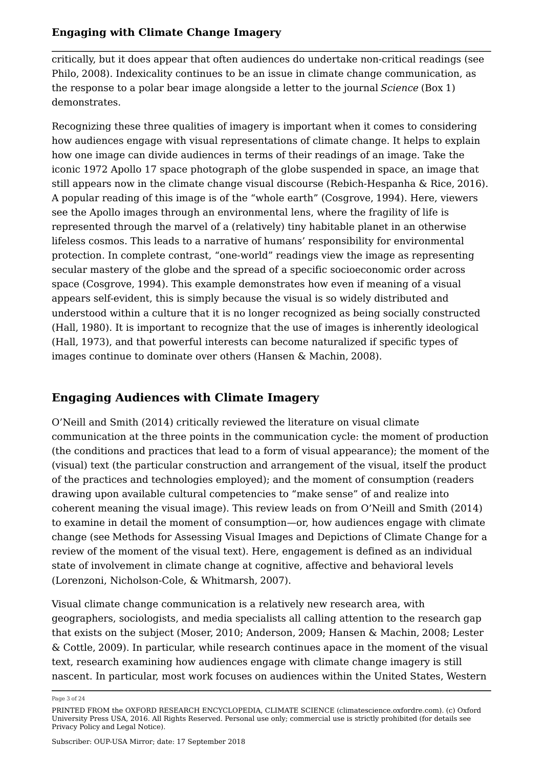critically, but it does appear that often audiences do undertake non-critical readings (see Philo, 2008). Indexicality continues to be an issue in climate change communication, as the response to a polar bear image alongside a letter to the journal *Science* (Box 1) demonstrates.

Recognizing these three qualities of imagery is important when it comes to considering how audiences engage with visual representations of climate change. It helps to explain how one image can divide audiences in terms of their readings of an image. Take the iconic 1972 Apollo 17 space photograph of the globe suspended in space, an image that still appears now in the climate change visual discourse (Rebich-Hespanha & Rice, 2016). A popular reading of this image is of the "whole earth" (Cosgrove, 1994). Here, viewers see the Apollo images through an environmental lens, where the fragility of life is represented through the marvel of a (relatively) tiny habitable planet in an otherwise lifeless cosmos. This leads to a narrative of humans' responsibility for environmental protection. In complete contrast, "one-world" readings view the image as representing secular mastery of the globe and the spread of a specific socioeconomic order across space (Cosgrove, 1994). This example demonstrates how even if meaning of a visual appears self-evident, this is simply because the visual is so widely distributed and understood within a culture that it is no longer recognized as being socially constructed (Hall, 1980). It is important to recognize that the use of images is inherently ideological (Hall, 1973), and that powerful interests can become naturalized if specific types of images continue to dominate over others (Hansen & Machin, 2008).

## Engaging Audiences with Climate Imagery

O'Neill and Smith (2014) critically reviewed the literature on visual climate communication at the three points in the communication cycle: the moment of production (the conditions and practices that lead to a form of visual appearance); the moment of the (visual) text (the particular construction and arrangement of the visual, itself the product of the practices and technologies employed); and the moment of consumption (readers drawing upon available cultural competencies to "make sense" of and realize into coherent meaning the visual image). This review leads on from O'Neill and Smith (2014) to examine in detail the moment of consumption—or, how audiences engage with climate change (see Methods for Assessing Visual Images and Depictions of Climate Change for a review of the moment of the visual text). Here, engagement is defined as an individual state of involvement in climate change at cognitive, affective and behavioral levels (Lorenzoni, Nicholson-Cole, & Whitmarsh, 2007).

Visual climate change communication is a relatively new research area, with geographers, sociologists, and media specialists all calling attention to the research gap that exists on the subject (Moser, 2010; Anderson, 2009; Hansen & Machin, 2008; Lester & Cottle, 2009). In particular, while research continues apace in the moment of the visual text, research examining how audiences engage with climate change imagery is still nascent. In particular, most work focuses on audiences within the United States, Western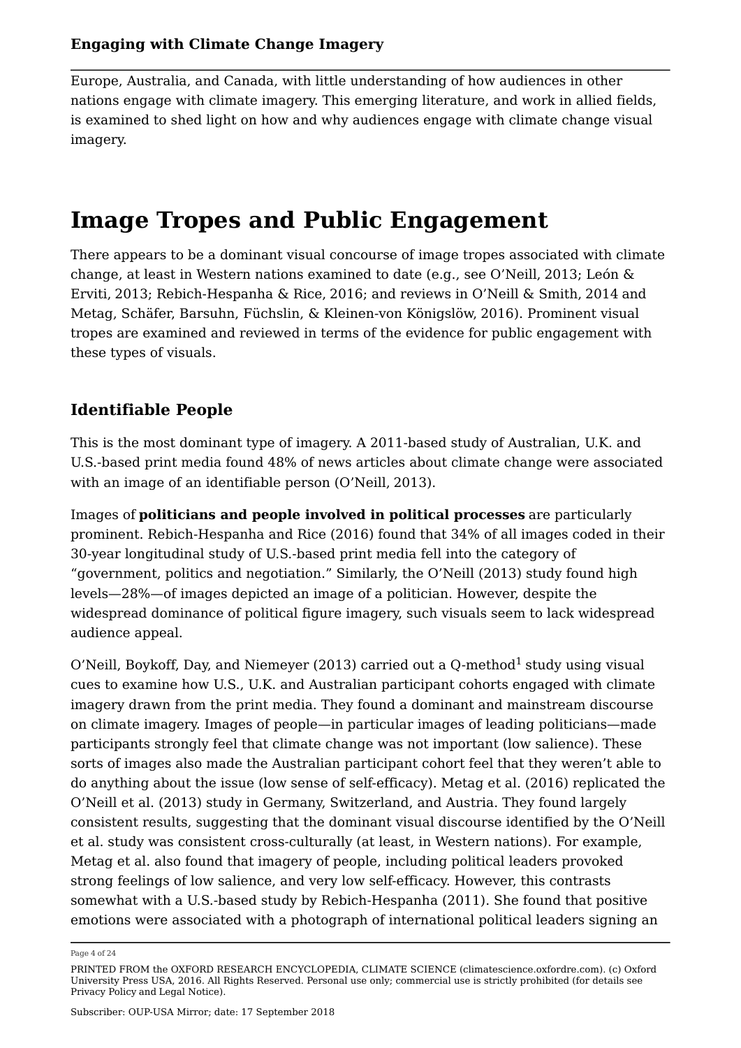Europe, Australia, and Canada, with little understanding of how audiences in other nations engage with climate imagery. This emerging literature, and work in allied fields, is examined to shed light on how and why audiences engage with climate change visual imagery.

# Image Tropes and Public Engagement

There appears to be a dominant visual concourse of image tropes associated with climate change, at least in Western nations examined to date (e.g., see O'Neill, 2013; León & Erviti, 2013; Rebich-Hespanha & Rice, 2016; and reviews in O'Neill & Smith, 2014 and Metag, Schäfer, Barsuhn, Füchslin, & Kleinen-von Königslöw, 2016). Prominent visual tropes are examined and reviewed in terms of the evidence for public engagement with these types of visuals.

## Identifiable People

This is the most dominant type of imagery. A 2011-based study of Australian, U.K. and U.S.-based print media found 48% of news articles about climate change were associated with an image of an identifiable person (O'Neill, 2013).

Images of **politicians and people involved in political processes** are particularly prominent. Rebich-Hespanha and Rice (2016) found that 34% of all images coded in their 30-year longitudinal study of U.S.-based print media fell into the category of "government, politics and negotiation." Similarly, the O'Neill (2013) study found high levels—28%—of images depicted an image of a politician. However, despite the widespread dominance of political figure imagery, such visuals seem to lack widespread audience appeal.

O'Neill, Boykoff, Day, and Niemeyer (2013) carried out a Q-method[1] study using visual cues to examine how U.S., U.K. and Australian participant cohorts engaged with climate imagery drawn from the print media. They found a dominant and mainstream discourse on climate imagery. Images of people—in particular images of leading politicians—made participants strongly feel that climate change was not important (low salience). These sorts of images also made the Australian participant cohort feel that they weren't able to do anything about the issue (low sense of self-efficacy). Metag et al. (2016) replicated the O'Neill et al. (2013) study in Germany, Switzerland, and Austria. They found largely consistent results, suggesting that the dominant visual discourse identified by the O'Neill et al. study was consistent cross-culturally (at least, in Western nations). For example, Metag et al. also found that imagery of people, including political leaders provoked strong feelings of low salience, and very low self-efficacy. However, this contrasts somewhat with a U.S.-based study by Rebich-Hespanha (2011). She found that positive emotions were associated with a photograph of international political leaders signing an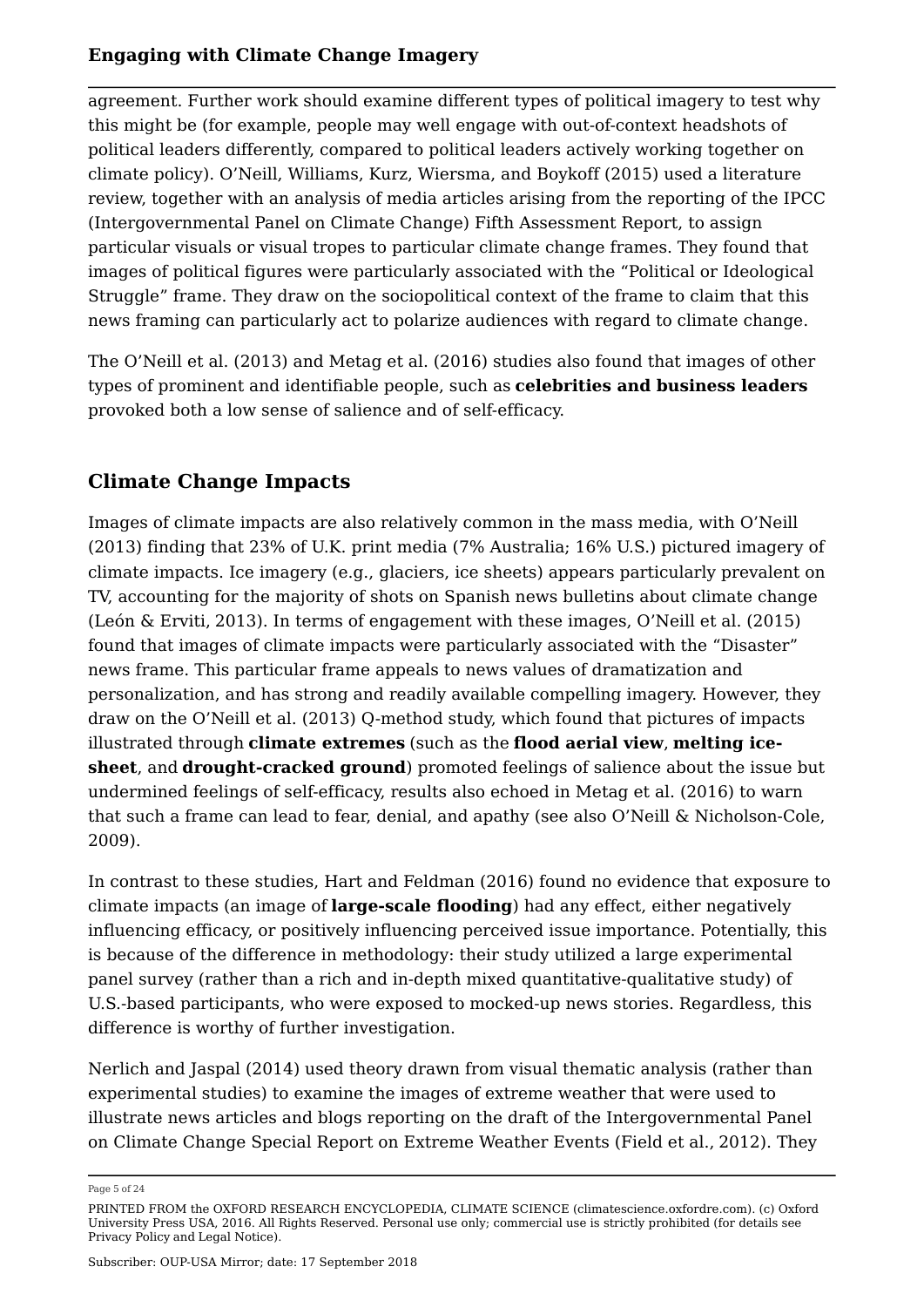agreement. Further work should examine different types of political imagery to test why this might be (for example, people may well engage with out-of-context headshots of political leaders differently, compared to political leaders actively working together on climate policy). O'Neill, Williams, Kurz, Wiersma, and Boykoff (2015) used a literature review, together with an analysis of media articles arising from the reporting of the IPCC (Intergovernmental Panel on Climate Change) Fifth Assessment Report, to assign particular visuals or visual tropes to particular climate change frames. They found that images of political figures were particularly associated with the "Political or Ideological Struggle" frame. They draw on the sociopolitical context of the frame to claim that this news framing can particularly act to polarize audiences with regard to climate change.

The O'Neill et al. (2013) and Metag et al. (2016) studies also found that images of other types of prominent and identifiable people, such as **celebrities and business leaders** provoked both a low sense of salience and of self-efficacy.

## Climate Change Impacts

Images of climate impacts are also relatively common in the mass media, with O'Neill (2013) finding that 23% of U.K. print media (7% Australia; 16% U.S.) pictured imagery of climate impacts. Ice imagery (e.g., glaciers, ice sheets) appears particularly prevalent on TV, accounting for the majority of shots on Spanish news bulletins about climate change (León & Erviti, 2013). In terms of engagement with these images, O'Neill et al. (2015) found that images of climate impacts were particularly associated with the "Disaster" news frame. This particular frame appeals to news values of dramatization and personalization, and has strong and readily available compelling imagery. However, they draw on the O'Neill et al. (2013) Q-method study, which found that pictures of impacts illustrated through **climate extremes** (such as the **flood aerial view**, **melting ice-sheet**, and **drought-cracked ground**) promoted feelings of salience about the issue but undermined feelings of self-efficacy, results also echoed in Metag et al. (2016) to warn that such a frame can lead to fear, denial, and apathy (see also O'Neill & Nicholson-Cole, 2009).

In contrast to these studies, Hart and Feldman (2016) found no evidence that exposure to climate impacts (an image of **large-scale flooding**) had any effect, either negatively influencing efficacy, or positively influencing perceived issue importance. Potentially, this is because of the difference in methodology: their study utilized a large experimental panel survey (rather than a rich and in-depth mixed quantitative-qualitative study) of U.S.-based participants, who were exposed to mocked-up news stories. Regardless, this difference is worthy of further investigation.

Nerlich and Jaspal (2014) used theory drawn from visual thematic analysis (rather than experimental studies) to examine the images of extreme weather that were used to illustrate news articles and blogs reporting on the draft of the Intergovernmental Panel on Climate Change Special Report on Extreme Weather Events (Field et al., 2012). They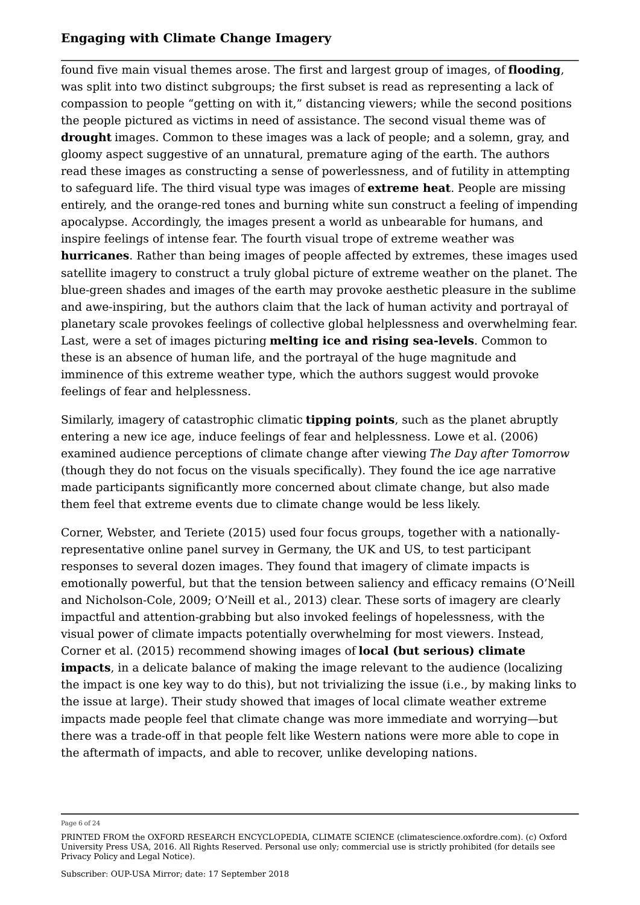found five main visual themes arose. The first and largest group of images, of **flooding**, was split into two distinct subgroups; the first subset is read as representing a lack of compassion to people "getting on with it," distancing viewers; while the second positions the people pictured as victims in need of assistance. The second visual theme was of **drought** images. Common to these images was a lack of people; and a solemn, gray, and gloomy aspect suggestive of an unnatural, premature aging of the earth. The authors read these images as constructing a sense of powerlessness, and of futility in attempting to safeguard life. The third visual type was images of **extreme heat**. People are missing entirely, and the orange-red tones and burning white sun construct a feeling of impending apocalypse. Accordingly, the images present a world as unbearable for humans, and inspire feelings of intense fear. The fourth visual trope of extreme weather was **hurricanes**. Rather than being images of people affected by extremes, these images used satellite imagery to construct a truly global picture of extreme weather on the planet. The blue-green shades and images of the earth may provoke aesthetic pleasure in the sublime and awe-inspiring, but the authors claim that the lack of human activity and portrayal of planetary scale provokes feelings of collective global helplessness and overwhelming fear. Last, were a set of images picturing **melting ice and rising sea-levels**. Common to these is an absence of human life, and the portrayal of the huge magnitude and imminence of this extreme weather type, which the authors suggest would provoke feelings of fear and helplessness.

Similarly, imagery of catastrophic climatic **tipping points**, such as the planet abruptly entering a new ice age, induce feelings of fear and helplessness. Lowe et al. (2006) examined audience perceptions of climate change after viewing *The Day after Tomorrow* (though they do not focus on the visuals specifically). They found the ice age narrative made participants significantly more concerned about climate change, but also made them feel that extreme events due to climate change would be less likely.

Corner, Webster, and Teriete (2015) used four focus groups, together with a nationally-representative online panel survey in Germany, the UK and US, to test participant responses to several dozen images. They found that imagery of climate impacts is emotionally powerful, but that the tension between saliency and efficacy remains (O'Neill and Nicholson-Cole, 2009; O'Neill et al., 2013) clear. These sorts of imagery are clearly impactful and attention-grabbing but also invoked feelings of hopelessness, with the visual power of climate impacts potentially overwhelming for most viewers. Instead, Corner et al. (2015) recommend showing images of **local (but serious) climate impacts**, in a delicate balance of making the image relevant to the audience (localizing the impact is one key way to do this), but not trivializing the issue (i.e., by making links to the issue at large). Their study showed that images of local climate weather extreme impacts made people feel that climate change was more immediate and worrying—but there was a trade-off in that people felt like Western nations were more able to cope in the aftermath of impacts, and able to recover, unlike developing nations.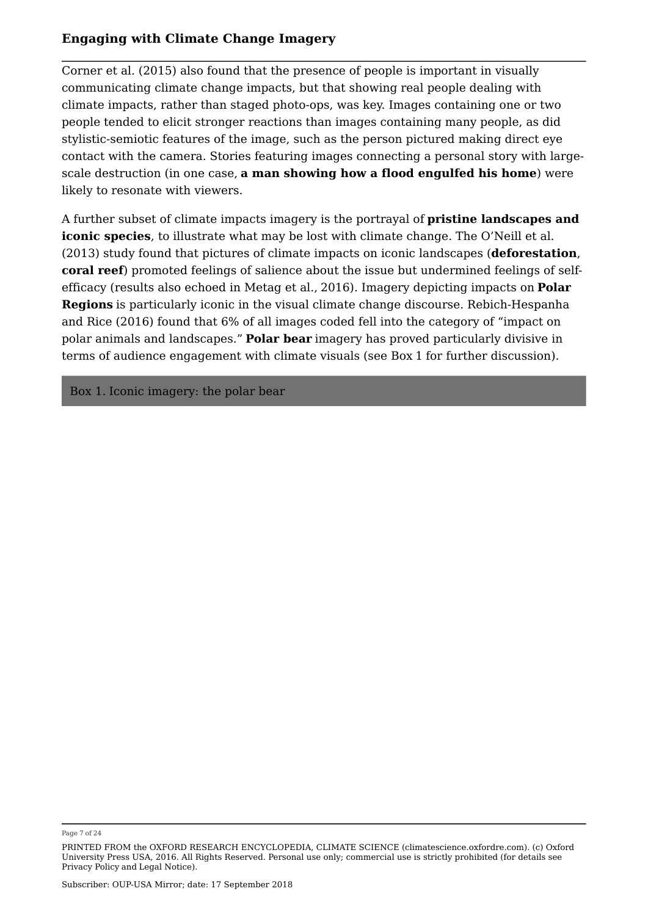Corner et al. (2015) also found that the presence of people is important in visually communicating climate change impacts, but that showing real people dealing with climate impacts, rather than staged photo-ops, was key. Images containing one or two people tended to elicit stronger reactions than images containing many people, as did stylistic-semiotic features of the image, such as the person pictured making direct eye contact with the camera. Stories featuring images connecting a personal story with large-scale destruction (in one case, **a man showing how a flood engulfed his home**) were likely to resonate with viewers.

A further subset of climate impacts imagery is the portrayal of **pristine landscapes and iconic species**, to illustrate what may be lost with climate change. The O'Neill et al. (2013) study found that pictures of climate impacts on iconic landscapes (**deforestation**, **coral reef**) promoted feelings of salience about the issue but undermined feelings of self-efficacy (results also echoed in Metag et al., 2016). Imagery depicting impacts on **Polar Regions** is particularly iconic in the visual climate change discourse. Rebich-Hespanha and Rice (2016) found that 6% of all images coded fell into the category of "impact on polar animals and landscapes." **Polar bear** imagery has proved particularly divisive in terms of audience engagement with climate visuals (see Box 1 for further discussion).

Box 1. Iconic imagery: the polar bear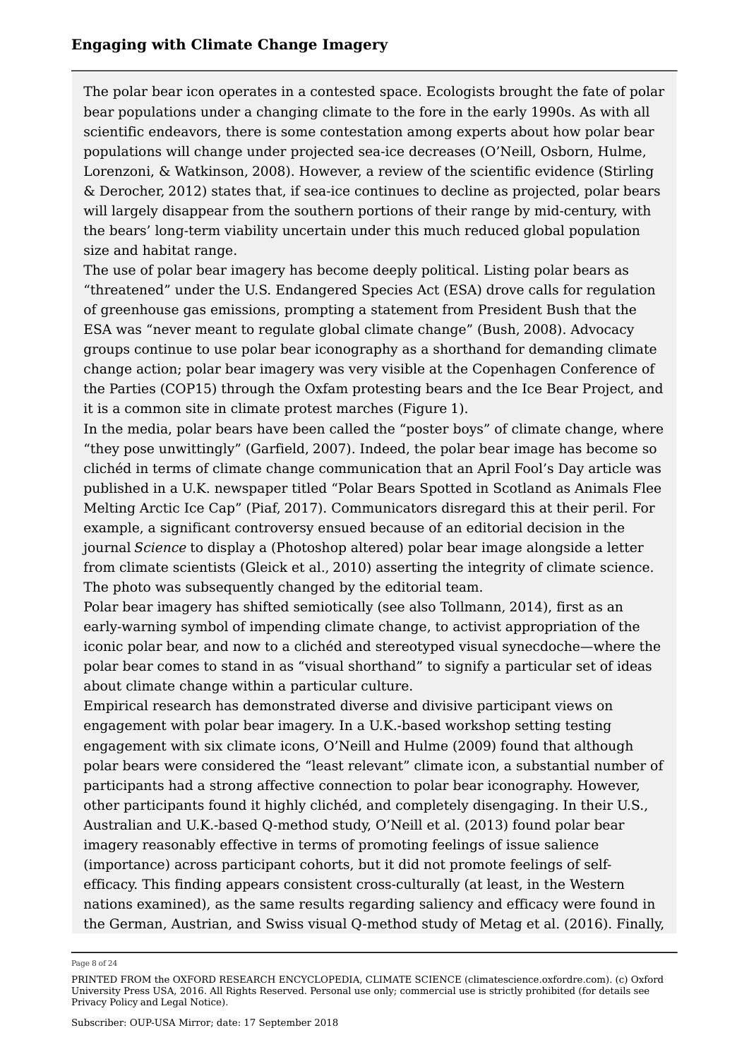The polar bear icon operates in a contested space. Ecologists brought the fate of polar bear populations under a changing climate to the fore in the early 1990s. As with all scientific endeavors, there is some contestation among experts about how polar bear populations will change under projected sea-ice decreases (O'Neill, Osborn, Hulme, Lorenzoni, & Watkinson, 2008). However, a review of the scientific evidence (Stirling & Derocher, 2012) states that, if sea-ice continues to decline as projected, polar bears will largely disappear from the southern portions of their range by mid-century, with the bears' long-term viability uncertain under this much reduced global population size and habitat range.

The use of polar bear imagery has become deeply political. Listing polar bears as "threatened" under the U.S. Endangered Species Act (ESA) drove calls for regulation of greenhouse gas emissions, prompting a statement from President Bush that the ESA was "never meant to regulate global climate change" (Bush, 2008). Advocacy groups continue to use polar bear iconography as a shorthand for demanding climate change action; polar bear imagery was very visible at the Copenhagen Conference of the Parties (COP15) through the Oxfam protesting bears and the Ice Bear Project, and it is a common site in climate protest marches (Figure 1).

In the media, polar bears have been called the "poster boys" of climate change, where "they pose unwittingly" (Garfield, 2007). Indeed, the polar bear image has become so clichéd in terms of climate change communication that an April Fool's Day article was published in a U.K. newspaper titled "Polar Bears Spotted in Scotland as Animals Flee Melting Arctic Ice Cap" (Piaf, 2017). Communicators disregard this at their peril. For example, a significant controversy ensued because of an editorial decision in the journal *Science* to display a (Photoshop altered) polar bear image alongside a letter from climate scientists (Gleick et al., 2010) asserting the integrity of climate science. The photo was subsequently changed by the editorial team.

Polar bear imagery has shifted semiotically (see also Tollmann, 2014), first as an early-warning symbol of impending climate change, to activist appropriation of the iconic polar bear, and now to a clichéd and stereotyped visual synecdoche—where the polar bear comes to stand in as "visual shorthand" to signify a particular set of ideas about climate change within a particular culture.

Empirical research has demonstrated diverse and divisive participant views on engagement with polar bear imagery. In a U.K.-based workshop setting testing engagement with six climate icons, O'Neill and Hulme (2009) found that although polar bears were considered the "least relevant" climate icon, a substantial number of participants had a strong affective connection to polar bear iconography. However, other participants found it highly clichéd, and completely disengaging. In their U.S., Australian and U.K.-based Q-method study, O'Neill et al. (2013) found polar bear imagery reasonably effective in terms of promoting feelings of issue salience (importance) across participant cohorts, but it did not promote feelings of self-efficacy. This finding appears consistent cross-culturally (at least, in the Western nations examined), as the same results regarding saliency and efficacy were found in the German, Austrian, and Swiss visual Q-method study of Metag et al. (2016). Finally,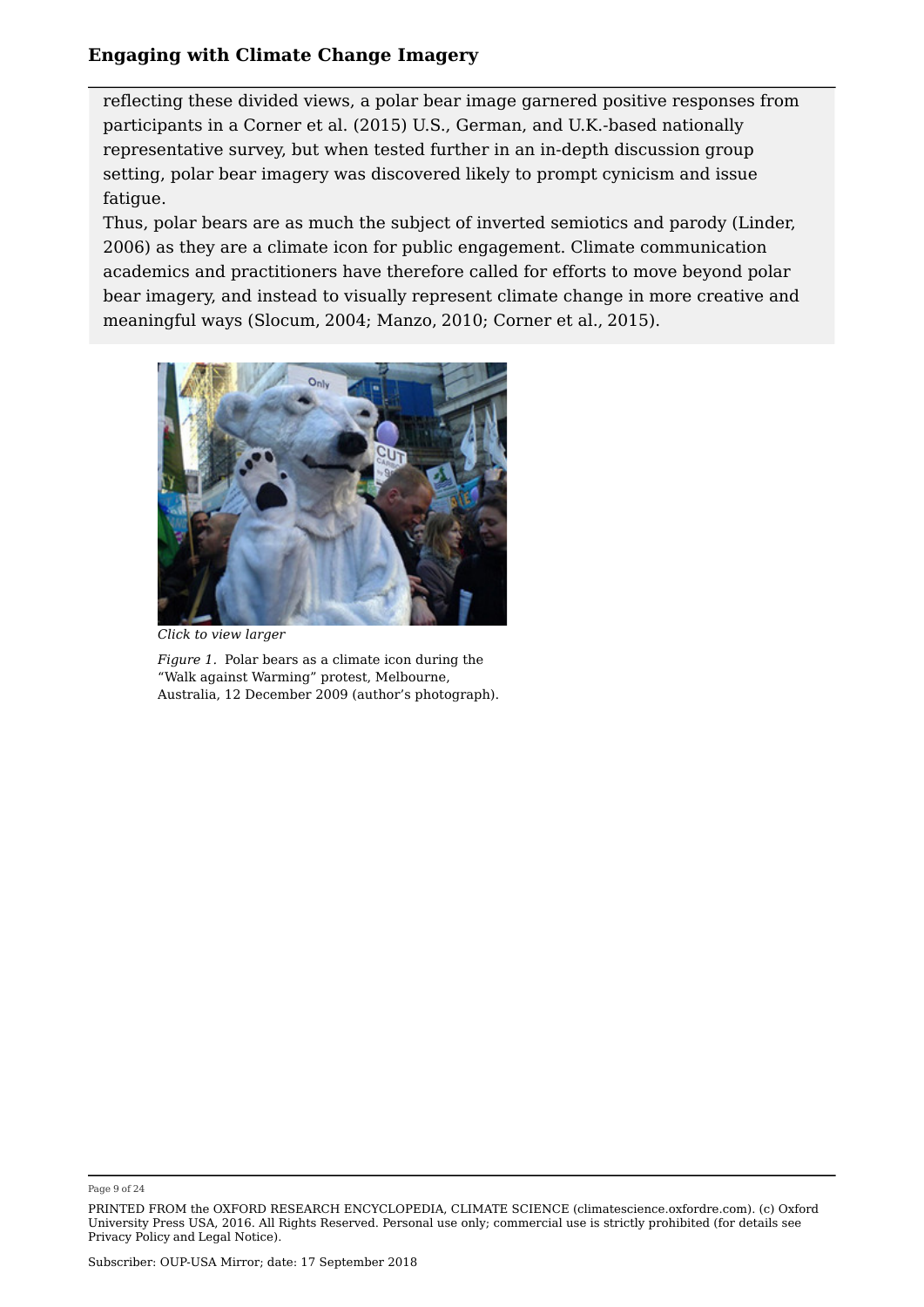reflecting these divided views, a polar bear image garnered positive responses from participants in a Corner et al. (2015) U.S., German, and U.K.-based nationally representative survey, but when tested further in an in-depth discussion group setting, polar bear imagery was discovered likely to prompt cynicism and issue fatigue.

Thus, polar bears are as much the subject of inverted semiotics and parody (Linder, 2006) as they are a climate icon for public engagement. Climate communication academics and practitioners have therefore called for efforts to move beyond polar bear imagery, and instead to visually represent climate change in more creative and meaningful ways (Slocum, 2004; Manzo, 2010; Corner et al., 2015).

*Click to view larger*

*Figure 1.* Polar bears as a climate icon during the "Walk against Warming" protest, Melbourne, Australia, 12 December 2009 (author's photograph).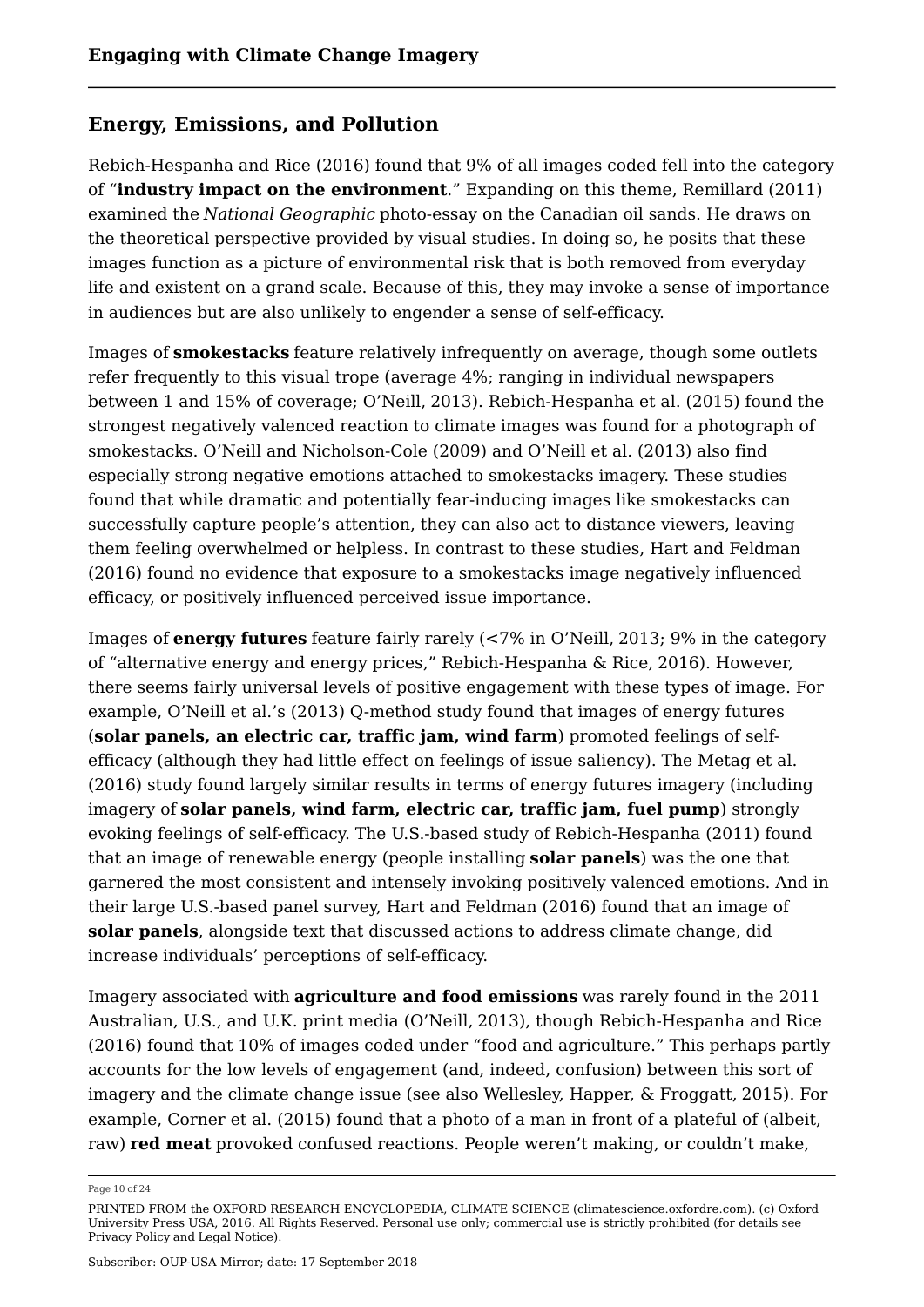## Energy, Emissions, and Pollution

Rebich-Hespanha and Rice (2016) found that 9% of all images coded fell into the category of "**industry impact on the environment**." Expanding on this theme, Remillard (2011) examined the *National Geographic* photo-essay on the Canadian oil sands. He draws on the theoretical perspective provided by visual studies. In doing so, he posits that these images function as a picture of environmental risk that is both removed from everyday life and existent on a grand scale. Because of this, they may invoke a sense of importance in audiences but are also unlikely to engender a sense of self-efficacy.

Images of **smokestacks** feature relatively infrequently on average, though some outlets refer frequently to this visual trope (average 4%; ranging in individual newspapers between 1 and 15% of coverage; O'Neill, 2013). Rebich-Hespanha et al. (2015) found the strongest negatively valenced reaction to climate images was found for a photograph of smokestacks. O'Neill and Nicholson-Cole (2009) and O'Neill et al. (2013) also find especially strong negative emotions attached to smokestacks imagery. These studies found that while dramatic and potentially fear-inducing images like smokestacks can successfully capture people's attention, they can also act to distance viewers, leaving them feeling overwhelmed or helpless. In contrast to these studies, Hart and Feldman (2016) found no evidence that exposure to a smokestacks image negatively influenced efficacy, or positively influenced perceived issue importance.

Images of **energy futures** feature fairly rarely (<7% in O'Neill, 2013; 9% in the category of "alternative energy and energy prices," Rebich-Hespanha & Rice, 2016). However, there seems fairly universal levels of positive engagement with these types of image. For example, O'Neill et al.'s (2013) Q-method study found that images of energy futures (**solar panels, an electric car, traffic jam, wind farm**) promoted feelings of self-efficacy (although they had little effect on feelings of issue saliency). The Metag et al. (2016) study found largely similar results in terms of energy futures imagery (including imagery of **solar panels, wind farm, electric car, traffic jam, fuel pump**) strongly evoking feelings of self-efficacy. The U.S.-based study of Rebich-Hespanha (2011) found that an image of renewable energy (people installing **solar panels**) was the one that garnered the most consistent and intensely invoking positively valenced emotions. And in their large U.S.-based panel survey, Hart and Feldman (2016) found that an image of **solar panels**, alongside text that discussed actions to address climate change, did increase individuals' perceptions of self-efficacy.

Imagery associated with **agriculture and food emissions** was rarely found in the 2011 Australian, U.S., and U.K. print media (O'Neill, 2013), though Rebich-Hespanha and Rice (2016) found that 10% of images coded under "food and agriculture." This perhaps partly accounts for the low levels of engagement (and, indeed, confusion) between this sort of imagery and the climate change issue (see also Wellesley, Happer, & Froggatt, 2015). For example, Corner et al. (2015) found that a photo of a man in front of a plateful of (albeit, raw) **red meat** provoked confused reactions. People weren't making, or couldn't make,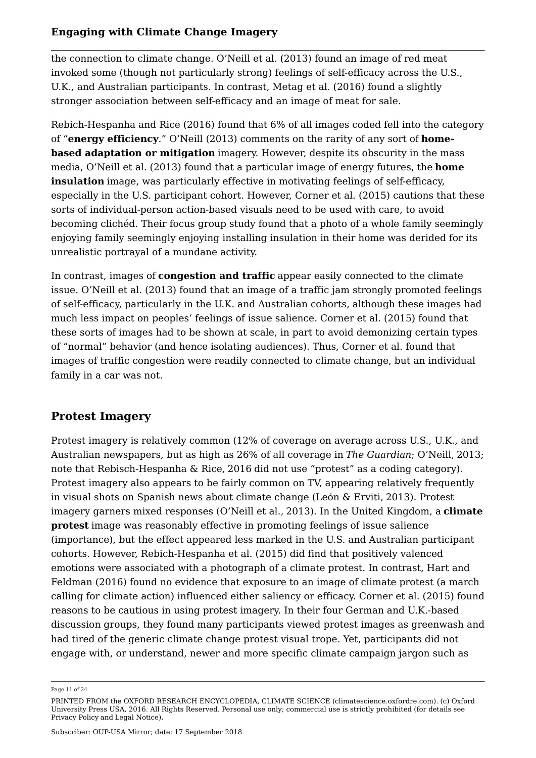the connection to climate change. O'Neill et al. (2013) found an image of red meat invoked some (though not particularly strong) feelings of self-efficacy across the U.S., U.K., and Australian participants. In contrast, Metag et al. (2016) found a slightly stronger association between self-efficacy and an image of meat for sale.

Rebich-Hespanha and Rice (2016) found that 6% of all images coded fell into the category of "**energy efficiency**." O'Neill (2013) comments on the rarity of any sort of **home-based adaptation or mitigation** imagery. However, despite its obscurity in the mass media, O'Neill et al. (2013) found that a particular image of energy futures, the **home insulation** image, was particularly effective in motivating feelings of self-efficacy, especially in the U.S. participant cohort. However, Corner et al. (2015) cautions that these sorts of individual-person action-based visuals need to be used with care, to avoid becoming clichéd. Their focus group study found that a photo of a whole family seemingly enjoying family seemingly enjoying installing insulation in their home was derided for its unrealistic portrayal of a mundane activity.

In contrast, images of **congestion and traffic** appear easily connected to the climate issue. O'Neill et al. (2013) found that an image of a traffic jam strongly promoted feelings of self-efficacy, particularly in the U.K. and Australian cohorts, although these images had much less impact on peoples' feelings of issue salience. Corner et al. (2015) found that these sorts of images had to be shown at scale, in part to avoid demonizing certain types of "normal" behavior (and hence isolating audiences). Thus, Corner et al. found that images of traffic congestion were readily connected to climate change, but an individual family in a car was not.

## Protest Imagery

Protest imagery is relatively common (12% of coverage on average across U.S., U.K., and Australian newspapers, but as high as 26% of all coverage in *The Guardian*; O'Neill, 2013; note that Rebisch-Hespanha & Rice, 2016 did not use "protest" as a coding category). Protest imagery also appears to be fairly common on TV, appearing relatively frequently in visual shots on Spanish news about climate change (León & Erviti, 2013). Protest imagery garners mixed responses (O'Neill et al., 2013). In the United Kingdom, a **climate protest** image was reasonably effective in promoting feelings of issue salience (importance), but the effect appeared less marked in the U.S. and Australian participant cohorts. However, Rebich-Hespanha et al. (2015) did find that positively valenced emotions were associated with a photograph of a climate protest. In contrast, Hart and Feldman (2016) found no evidence that exposure to an image of climate protest (a march calling for climate action) influenced either saliency or efficacy. Corner et al. (2015) found reasons to be cautious in using protest imagery. In their four German and U.K.-based discussion groups, they found many participants viewed protest images as greenwash and had tired of the generic climate change protest visual trope. Yet, participants did not engage with, or understand, newer and more specific climate campaign jargon such as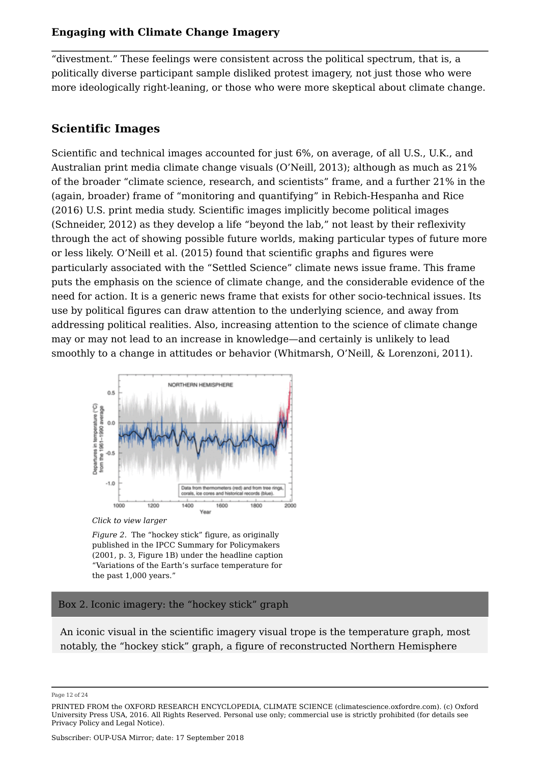"divestment." These feelings were consistent across the political spectrum, that is, a politically diverse participant sample disliked protest imagery, not just those who were more ideologically right-leaning, or those who were more skeptical about climate change.

## Scientific Images

Scientific and technical images accounted for just 6%, on average, of all U.S., U.K., and Australian print media climate change visuals (O'Neill, 2013); although as much as 21% of the broader "climate science, research, and scientists" frame, and a further 21% in the (again, broader) frame of "monitoring and quantifying" in Rebich-Hespanha and Rice (2016) U.S. print media study. Scientific images implicitly become political images (Schneider, 2012) as they develop a life "beyond the lab," not least by their reflexivity through the act of showing possible future worlds, making particular types of future more or less likely. O'Neill et al. (2015) found that scientific graphs and figures were particularly associated with the "Settled Science" climate news issue frame. This frame puts the emphasis on the science of climate change, and the considerable evidence of the need for action. It is a generic news frame that exists for other socio-technical issues. Its use by political figures can draw attention to the underlying science, and away from addressing political realities. Also, increasing attention to the science of climate change may or may not lead to an increase in knowledge—and certainly is unlikely to lead smoothly to a change in attitudes or behavior (Whitmarsh, O'Neill, & Lorenzoni, 2011).

*Click to view larger*

*Figure 2.* The "hockey stick" figure, as originally published in the IPCC Summary for Policymakers (2001, p. 3, Figure 1B) under the headline caption "Variations of the Earth's surface temperature for the past 1,000 years."

**Box 2. Iconic imagery: the "hockey stick" graph**

An iconic visual in the scientific imagery visual trope is the temperature graph, most notably, the "hockey stick" graph, a figure of reconstructed Northern Hemisphere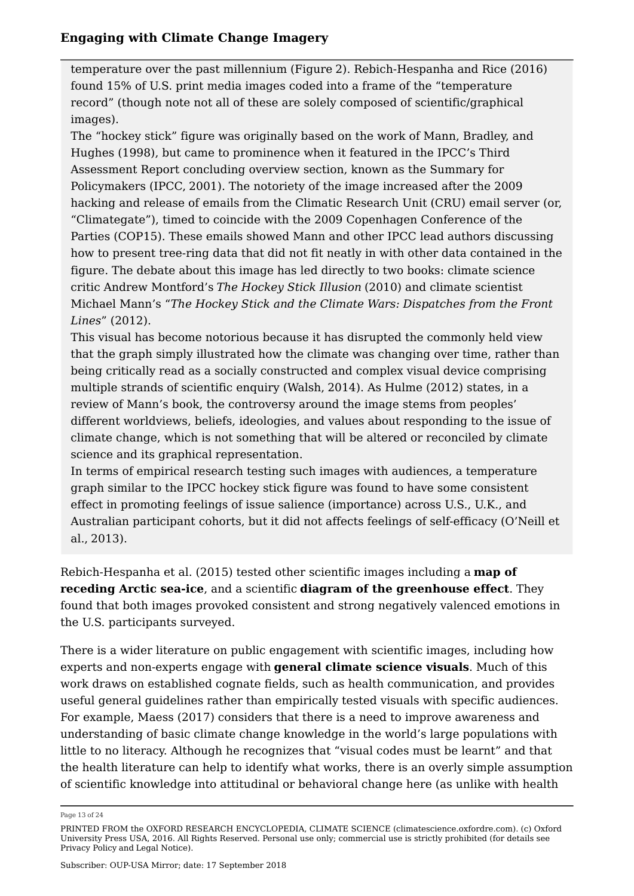temperature over the past millennium (Figure 2). Rebich-Hespanha and Rice (2016) found 15% of U.S. print media images coded into a frame of the "temperature record" (though note not all of these are solely composed of scientific/graphical images).

The "hockey stick" figure was originally based on the work of Mann, Bradley, and Hughes (1998), but came to prominence when it featured in the IPCC's Third Assessment Report concluding overview section, known as the Summary for Policymakers (IPCC, 2001). The notoriety of the image increased after the 2009 hacking and release of emails from the Climatic Research Unit (CRU) email server (or, "Climategate"), timed to coincide with the 2009 Copenhagen Conference of the Parties (COP15). These emails showed Mann and other IPCC lead authors discussing how to present tree-ring data that did not fit neatly in with other data contained in the figure. The debate about this image has led directly to two books: climate science critic Andrew Montford's *The Hockey Stick Illusion* (2010) and climate scientist Michael Mann's "*The Hockey Stick and the Climate Wars: Dispatches from the Front Lines*" (2012).

This visual has become notorious because it has disrupted the commonly held view that the graph simply illustrated how the climate was changing over time, rather than being critically read as a socially constructed and complex visual device comprising multiple strands of scientific enquiry (Walsh, 2014). As Hulme (2012) states, in a review of Mann's book, the controversy around the image stems from peoples' different worldviews, beliefs, ideologies, and values about responding to the issue of climate change, which is not something that will be altered or reconciled by climate science and its graphical representation.

In terms of empirical research testing such images with audiences, a temperature graph similar to the IPCC hockey stick figure was found to have some consistent effect in promoting feelings of issue salience (importance) across U.S., U.K., and Australian participant cohorts, but it did not affects feelings of self-efficacy (O'Neill et al., 2013).

Rebich-Hespanha et al. (2015) tested other scientific images including a **map of receding Arctic sea-ice**, and a scientific **diagram of the greenhouse effect**. They found that both images provoked consistent and strong negatively valenced emotions in the U.S. participants surveyed.

There is a wider literature on public engagement with scientific images, including how experts and non-experts engage with **general climate science visuals**. Much of this work draws on established cognate fields, such as health communication, and provides useful general guidelines rather than empirically tested visuals with specific audiences. For example, Maess (2017) considers that there is a need to improve awareness and understanding of basic climate change knowledge in the world's large populations with little to no literacy. Although he recognizes that "visual codes must be learnt" and that the health literature can help to identify what works, there is an overly simple assumption of scientific knowledge into attitudinal or behavioral change here (as unlike with health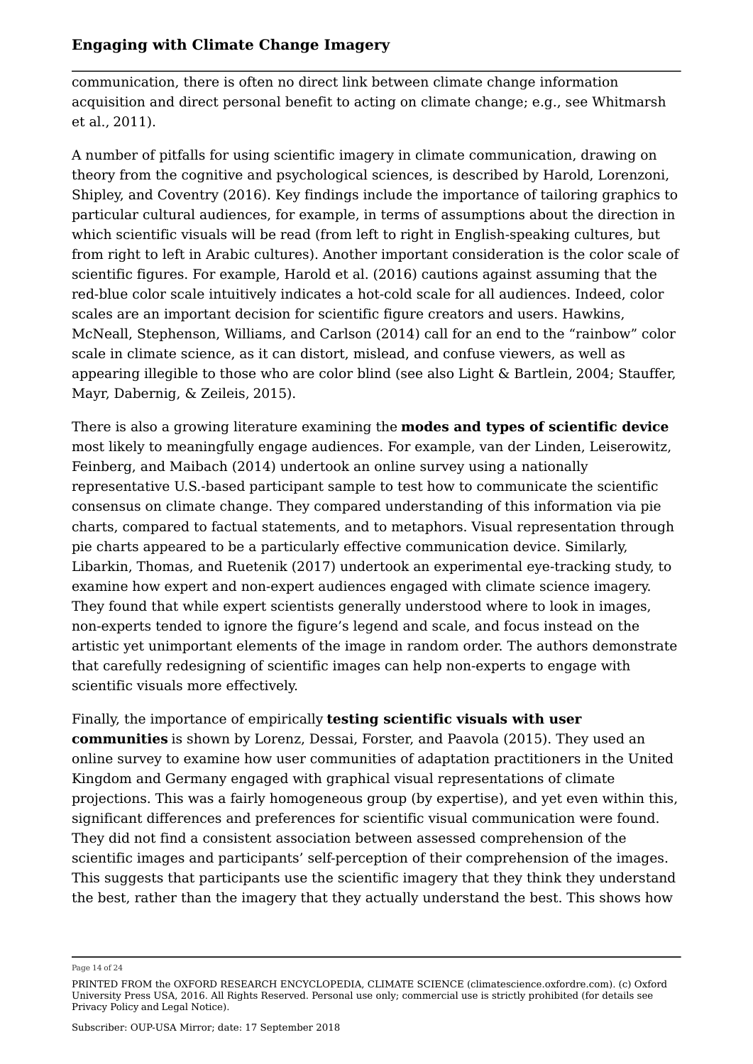communication, there is often no direct link between climate change information acquisition and direct personal benefit to acting on climate change; e.g., see Whitmarsh et al., 2011).

A number of pitfalls for using scientific imagery in climate communication, drawing on theory from the cognitive and psychological sciences, is described by Harold, Lorenzoni, Shipley, and Coventry (2016). Key findings include the importance of tailoring graphics to particular cultural audiences, for example, in terms of assumptions about the direction in which scientific visuals will be read (from left to right in English-speaking cultures, but from right to left in Arabic cultures). Another important consideration is the color scale of scientific figures. For example, Harold et al. (2016) cautions against assuming that the red-blue color scale intuitively indicates a hot-cold scale for all audiences. Indeed, color scales are an important decision for scientific figure creators and users. Hawkins, McNeall, Stephenson, Williams, and Carlson (2014) call for an end to the "rainbow" color scale in climate science, as it can distort, mislead, and confuse viewers, as well as appearing illegible to those who are color blind (see also Light & Bartlein, 2004; Stauffer, Mayr, Dabernig, & Zeileis, 2015).

There is also a growing literature examining the **modes and types of scientific device** most likely to meaningfully engage audiences. For example, van der Linden, Leiserowitz, Feinberg, and Maibach (2014) undertook an online survey using a nationally representative U.S.-based participant sample to test how to communicate the scientific consensus on climate change. They compared understanding of this information via pie charts, compared to factual statements, and to metaphors. Visual representation through pie charts appeared to be a particularly effective communication device. Similarly, Libarkin, Thomas, and Ruetenik (2017) undertook an experimental eye-tracking study, to examine how expert and non-expert audiences engaged with climate science imagery. They found that while expert scientists generally understood where to look in images, non-experts tended to ignore the figure's legend and scale, and focus instead on the artistic yet unimportant elements of the image in random order. The authors demonstrate that carefully redesigning of scientific images can help non-experts to engage with scientific visuals more effectively.

Finally, the importance of empirically **testing scientific visuals with user communities** is shown by Lorenz, Dessai, Forster, and Paavola (2015). They used an online survey to examine how user communities of adaptation practitioners in the United Kingdom and Germany engaged with graphical visual representations of climate projections. This was a fairly homogeneous group (by expertise), and yet even within this, significant differences and preferences for scientific visual communication were found. They did not find a consistent association between assessed comprehension of the scientific images and participants' self-perception of their comprehension of the images. This suggests that participants use the scientific imagery that they think they understand the best, rather than the imagery that they actually understand the best. This shows how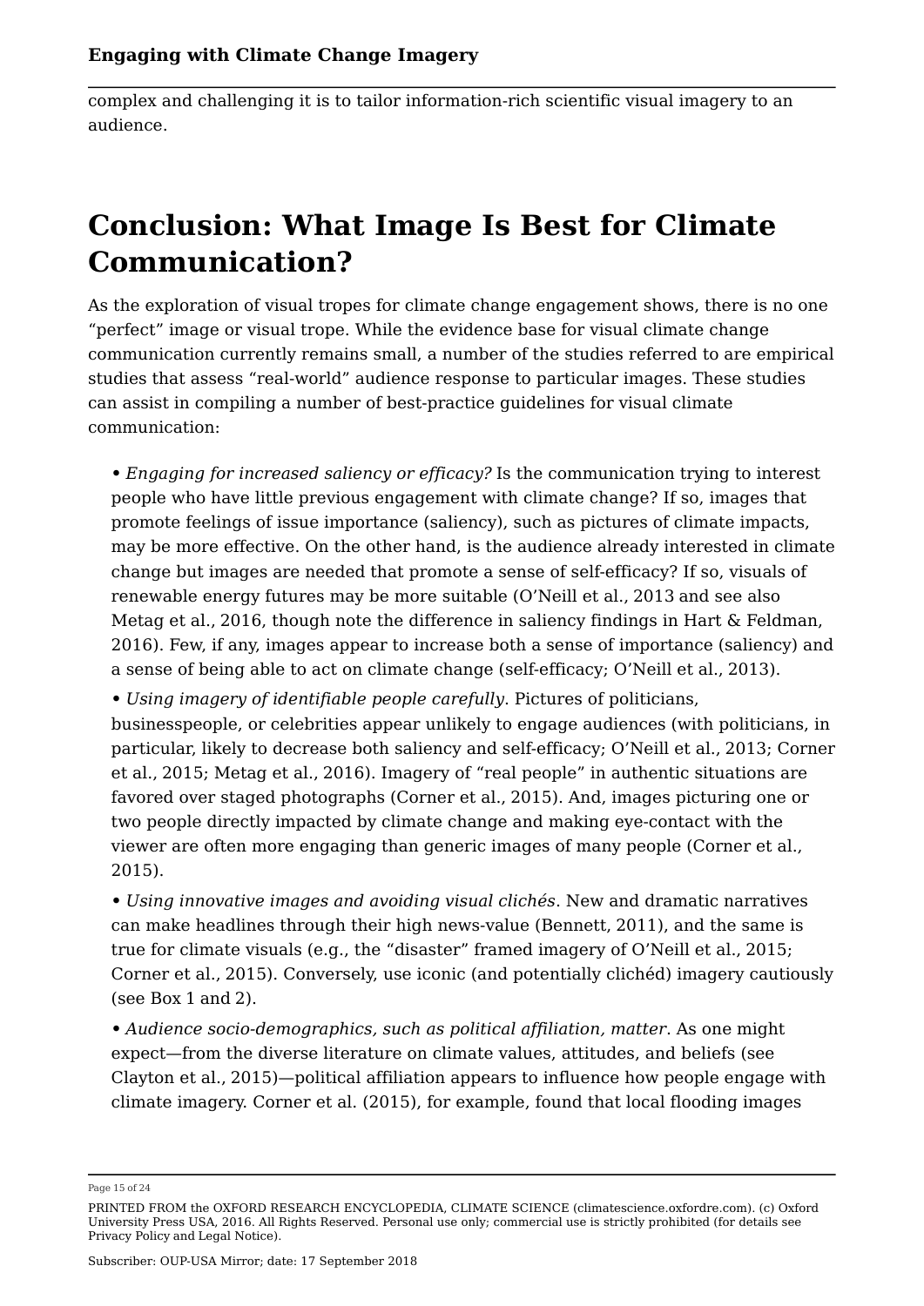complex and challenging it is to tailor information-rich scientific visual imagery to an audience.

## Conclusion: What Image Is Best for Climate Communication?

As the exploration of visual tropes for climate change engagement shows, there is no one "perfect" image or visual trope. While the evidence base for visual climate change communication currently remains small, a number of the studies referred to are empirical studies that assess "real-world" audience response to particular images. These studies can assist in compiling a number of best-practice guidelines for visual climate communication:

- *Engaging for increased saliency or efficacy?* Is the communication trying to interest people who have little previous engagement with climate change? If so, images that promote feelings of issue importance (saliency), such as pictures of climate impacts, may be more effective. On the other hand, is the audience already interested in climate change but images are needed that promote a sense of self-efficacy? If so, visuals of renewable energy futures may be more suitable (O'Neill et al., 2013 and see also Metag et al., 2016, though note the difference in saliency findings in Hart & Feldman, 2016). Few, if any, images appear to increase both a sense of importance (saliency) and a sense of being able to act on climate change (self-efficacy; O'Neill et al., 2013).
- *Using imagery of identifiable people carefully*. Pictures of politicians, businesspeople, or celebrities appear unlikely to engage audiences (with politicians, in particular, likely to decrease both saliency and self-efficacy; O'Neill et al., 2013; Corner et al., 2015; Metag et al., 2016). Imagery of "real people" in authentic situations are favored over staged photographs (Corner et al., 2015). And, images picturing one or two people directly impacted by climate change and making eye-contact with the viewer are often more engaging than generic images of many people (Corner et al., 2015).
- *Using innovative images and avoiding visual clichés*. New and dramatic narratives can make headlines through their high news-value (Bennett, 2011), and the same is true for climate visuals (e.g., the "disaster" framed imagery of O'Neill et al., 2015; Corner et al., 2015). Conversely, use iconic (and potentially clichéd) imagery cautiously (see Box 1 and 2).
- *Audience socio-demographics, such as political affiliation, matter*. As one might expect—from the diverse literature on climate values, attitudes, and beliefs (see Clayton et al., 2015)—political affiliation appears to influence how people engage with climate imagery. Corner et al. (2015), for example, found that local flooding images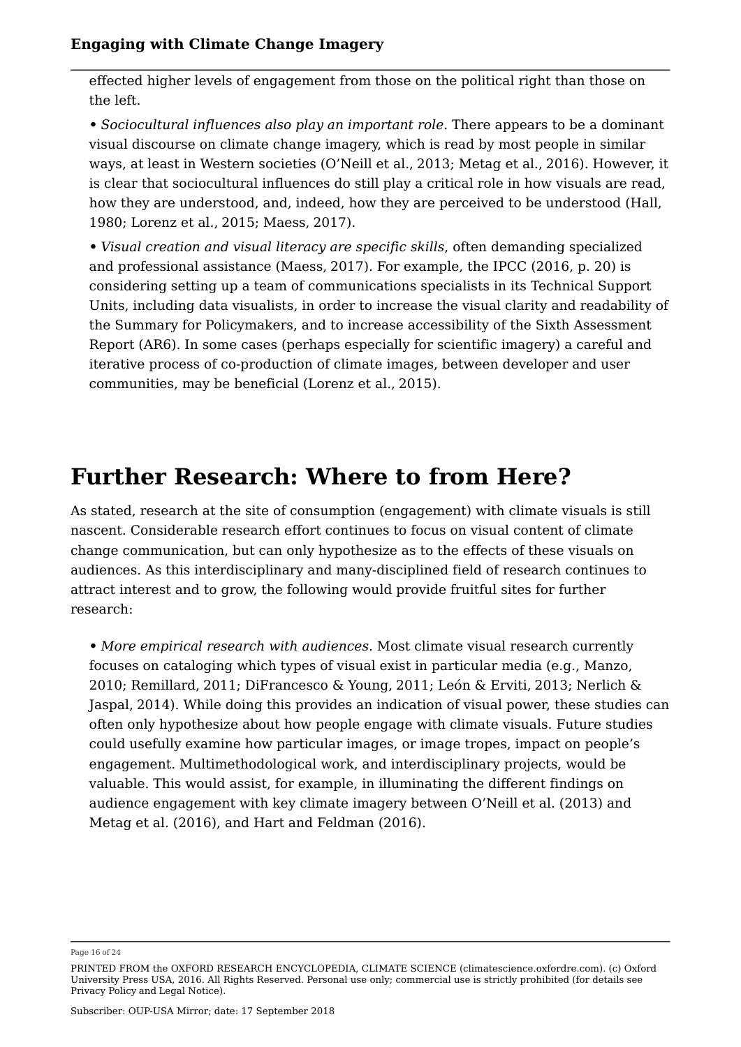effected higher levels of engagement from those on the political right than those on the left.

- *Sociocultural influences also play an important role*. There appears to be a dominant visual discourse on climate change imagery, which is read by most people in similar ways, at least in Western societies (O'Neill et al., 2013; Metag et al., 2016). However, it is clear that sociocultural influences do still play a critical role in how visuals are read, how they are understood, and, indeed, how they are perceived to be understood (Hall, 1980; Lorenz et al., 2015; Maess, 2017).
- *Visual creation and visual literacy are specific skills*, often demanding specialized and professional assistance (Maess, 2017). For example, the IPCC (2016, p. 20) is considering setting up a team of communications specialists in its Technical Support Units, including data visualists, in order to increase the visual clarity and readability of the Summary for Policymakers, and to increase accessibility of the Sixth Assessment Report (AR6). In some cases (perhaps especially for scientific imagery) a careful and iterative process of co-production of climate images, between developer and user communities, may be beneficial (Lorenz et al., 2015).

# Further Research: Where to from Here?

As stated, research at the site of consumption (engagement) with climate visuals is still nascent. Considerable research effort continues to focus on visual content of climate change communication, but can only hypothesize as to the effects of these visuals on audiences. As this interdisciplinary and many-disciplined field of research continues to attract interest and to grow, the following would provide fruitful sites for further research:

- *More empirical research with audiences*. Most climate visual research currently focuses on cataloging which types of visual exist in particular media (e.g., Manzo, 2010; Remillard, 2011; DiFrancesco & Young, 2011; León & Erviti, 2013; Nerlich & Jaspal, 2014). While doing this provides an indication of visual power, these studies can often only hypothesize about how people engage with climate visuals. Future studies could usefully examine how particular images, or image tropes, impact on people's engagement. Multimethodological work, and interdisciplinary projects, would be valuable. This would assist, for example, in illuminating the different findings on audience engagement with key climate imagery between O'Neill et al. (2013) and Metag et al. (2016), and Hart and Feldman (2016).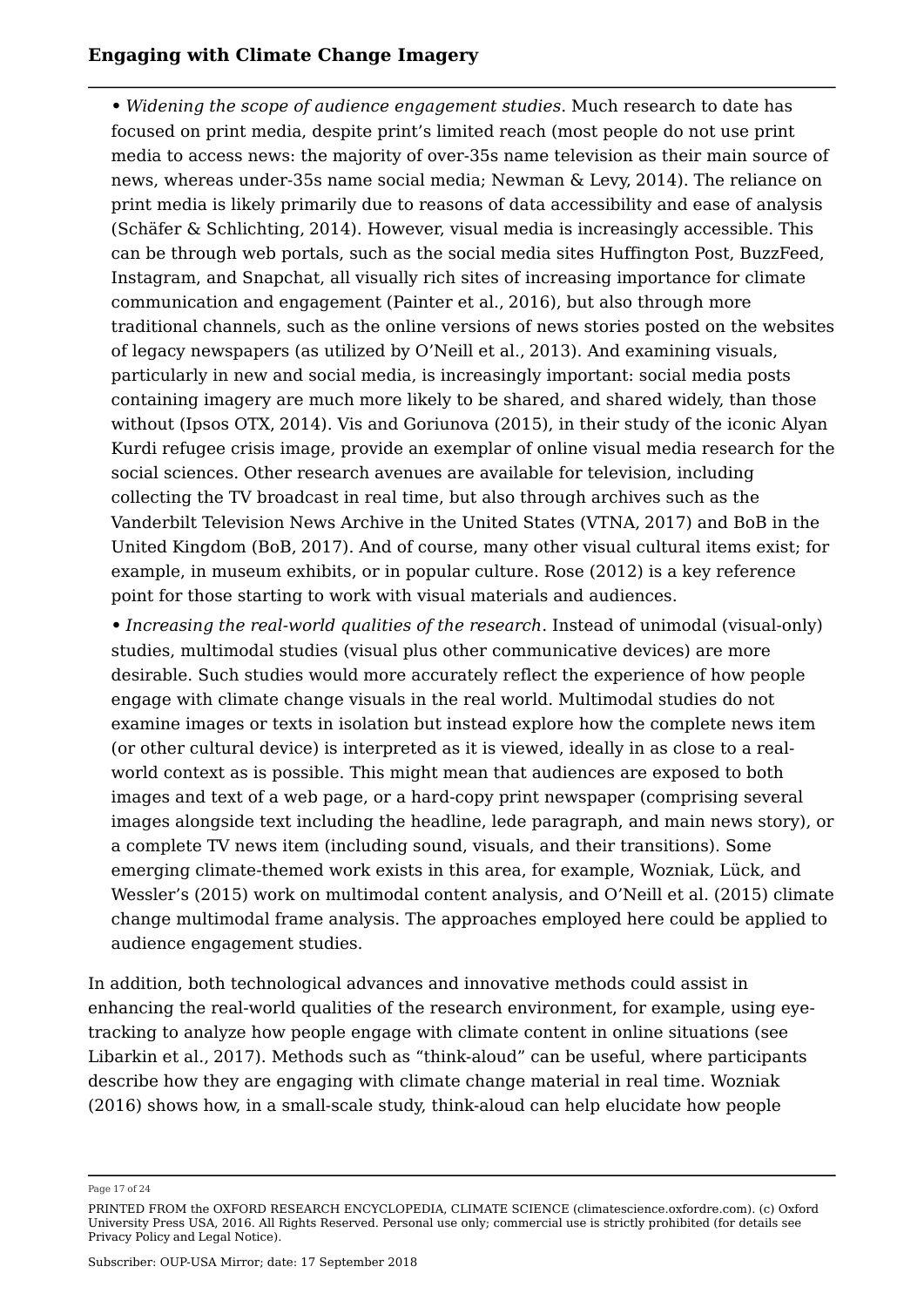- *Widening the scope of audience engagement studies*. Much research to date has focused on print media, despite print's limited reach (most people do not use print media to access news: the majority of over-35s name television as their main source of news, whereas under-35s name social media; Newman & Levy, 2014). The reliance on print media is likely primarily due to reasons of data accessibility and ease of analysis (Schäfer & Schlichting, 2014). However, visual media is increasingly accessible. This can be through web portals, such as the social media sites Huffington Post, BuzzFeed, Instagram, and Snapchat, all visually rich sites of increasing importance for climate communication and engagement (Painter et al., 2016), but also through more traditional channels, such as the online versions of news stories posted on the websites of legacy newspapers (as utilized by O'Neill et al., 2013). And examining visuals, particularly in new and social media, is increasingly important: social media posts containing imagery are much more likely to be shared, and shared widely, than those without (Ipsos OTX, 2014). Vis and Goriunova (2015), in their study of the iconic Alyan Kurdi refugee crisis image, provide an exemplar of online visual media research for the social sciences. Other research avenues are available for television, including collecting the TV broadcast in real time, but also through archives such as the Vanderbilt Television News Archive in the United States (VTNA, 2017) and BoB in the United Kingdom (BoB, 2017). And of course, many other visual cultural items exist; for example, in museum exhibits, or in popular culture. Rose (2012) is a key reference point for those starting to work with visual materials and audiences.
- *Increasing the real-world qualities of the research*. Instead of unimodal (visual-only) studies, multimodal studies (visual plus other communicative devices) are more desirable. Such studies would more accurately reflect the experience of how people engage with climate change visuals in the real world. Multimodal studies do not examine images or texts in isolation but instead explore how the complete news item (or other cultural device) is interpreted as it is viewed, ideally in as close to a real-world context as is possible. This might mean that audiences are exposed to both images and text of a web page, or a hard-copy print newspaper (comprising several images alongside text including the headline, lede paragraph, and main news story), or a complete TV news item (including sound, visuals, and their transitions). Some emerging climate-themed work exists in this area, for example, Wozniak, Lück, and Wessler's (2015) work on multimodal content analysis, and O'Neill et al. (2015) climate change multimodal frame analysis. The approaches employed here could be applied to audience engagement studies.

In addition, both technological advances and innovative methods could assist in enhancing the real-world qualities of the research environment, for example, using eye-tracking to analyze how people engage with climate content in online situations (see Libarkin et al., 2017). Methods such as "think-aloud" can be useful, where participants describe how they are engaging with climate change material in real time. Wozniak (2016) shows how, in a small-scale study, think-aloud can help elucidate how people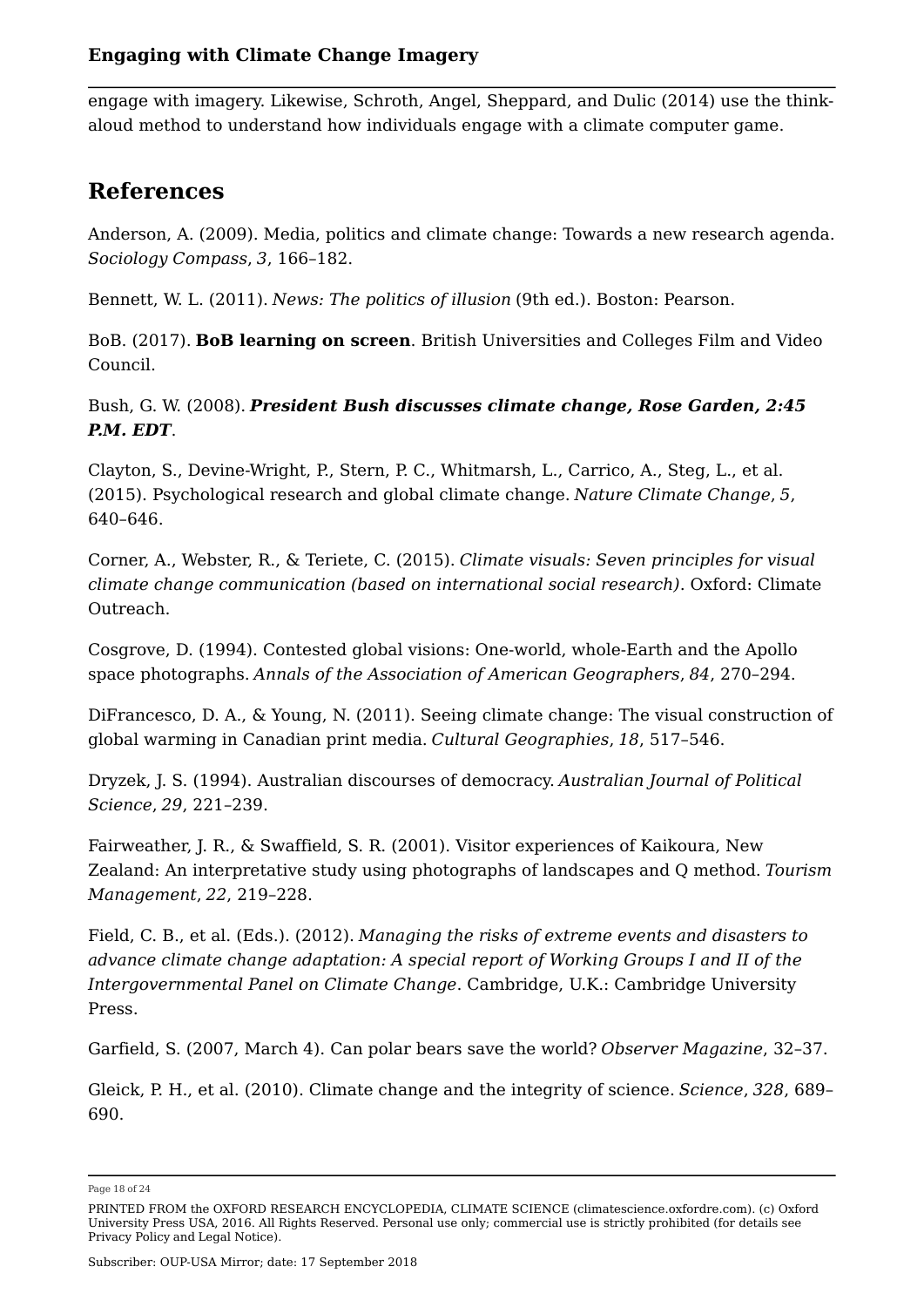engage with imagery. Likewise, Schroth, Angel, Sheppard, and Dulic (2014) use the think-aloud method to understand how individuals engage with a climate computer game.

## References

Anderson, A. (2009). Media, politics and climate change: Towards a new research agenda. *Sociology Compass*, *3*, 166–182.

Bennett, W. L. (2011). *News: The politics of illusion* (9th ed.). Boston: Pearson.

BoB. (2017). **BoB learning on screen**. British Universities and Colleges Film and Video Council.

Bush, G. W. (2008). ***President Bush discusses climate change, Rose Garden, 2:45 P.M. EDT***.

Clayton, S., Devine-Wright, P., Stern, P. C., Whitmarsh, L., Carrico, A., Steg, L., et al. (2015). Psychological research and global climate change. *Nature Climate Change*, *5*, 640–646.

Corner, A., Webster, R., & Teriete, C. (2015). *Climate visuals: Seven principles for visual climate change communication (based on international social research)*. Oxford: Climate Outreach.

Cosgrove, D. (1994). Contested global visions: One-world, whole-Earth and the Apollo space photographs. *Annals of the Association of American Geographers*, *84*, 270–294.

DiFrancesco, D. A., & Young, N. (2011). Seeing climate change: The visual construction of global warming in Canadian print media. *Cultural Geographies*, *18*, 517–546.

Dryzek, J. S. (1994). Australian discourses of democracy. *Australian Journal of Political Science*, *29*, 221–239.

Fairweather, J. R., & Swaffield, S. R. (2001). Visitor experiences of Kaikoura, New Zealand: An interpretative study using photographs of landscapes and Q method. *Tourism Management*, *22*, 219–228.

Field, C. B., et al. (Eds.). (2012). *Managing the risks of extreme events and disasters to advance climate change adaptation: A special report of Working Groups I and II of the Intergovernmental Panel on Climate Change*. Cambridge, U.K.: Cambridge University Press.

Garfield, S. (2007, March 4). Can polar bears save the world? *Observer Magazine*, 32–37.

Gleick, P. H., et al. (2010). Climate change and the integrity of science. *Science*, *328*, 689–690.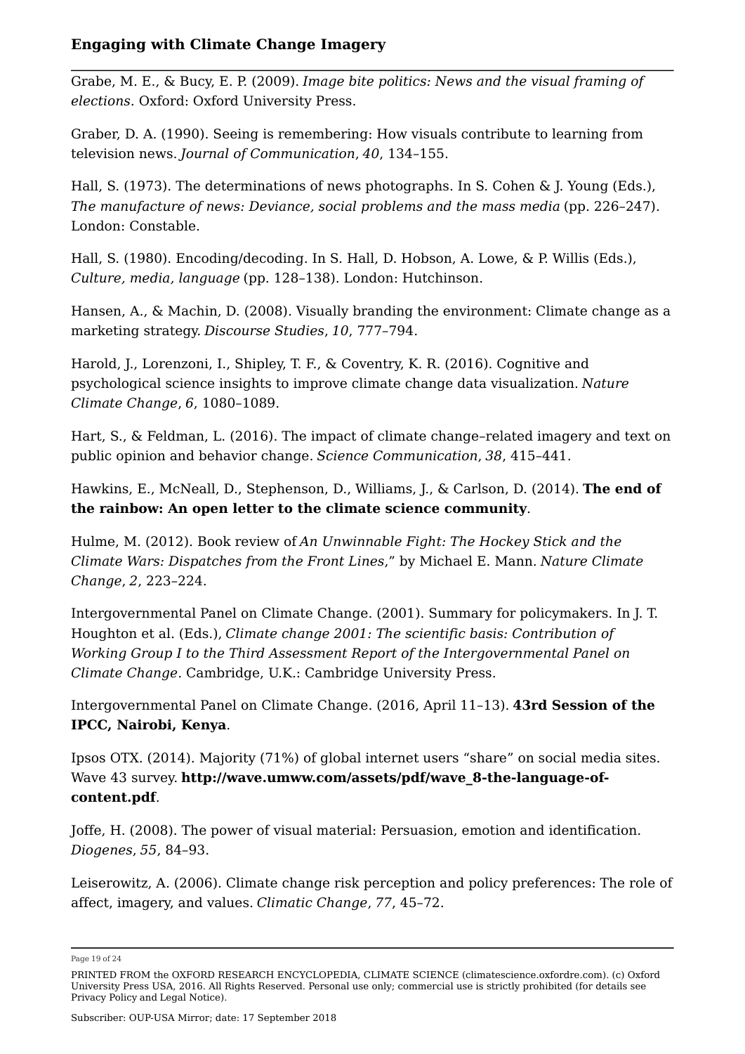Grabe, M. E., & Bucy, E. P. (2009). *Image bite politics: News and the visual framing of elections*. Oxford: Oxford University Press.

Graber, D. A. (1990). Seeing is remembering: How visuals contribute to learning from television news. *Journal of Communication*, *40*, 134–155.

Hall, S. (1973). The determinations of news photographs. In S. Cohen & J. Young (Eds.), *The manufacture of news: Deviance, social problems and the mass media* (pp. 226–247). London: Constable.

Hall, S. (1980). Encoding/decoding. In S. Hall, D. Hobson, A. Lowe, & P. Willis (Eds.), *Culture, media, language* (pp. 128–138). London: Hutchinson.

Hansen, A., & Machin, D. (2008). Visually branding the environment: Climate change as a marketing strategy. *Discourse Studies*, *10*, 777–794.

Harold, J., Lorenzoni, I., Shipley, T. F., & Coventry, K. R. (2016). Cognitive and psychological science insights to improve climate change data visualization. *Nature Climate Change*, *6*, 1080–1089.

Hart, S., & Feldman, L. (2016). The impact of climate change–related imagery and text on public opinion and behavior change. *Science Communication*, *38*, 415–441.

Hawkins, E., McNeall, D., Stephenson, D., Williams, J., & Carlson, D. (2014). **The end of the rainbow: An open letter to the climate science community**.

Hulme, M. (2012). Book review of *An Unwinnable Fight: The Hockey Stick and the Climate Wars: Dispatches from the Front Lines*," by Michael E. Mann. *Nature Climate Change*, *2*, 223–224.

Intergovernmental Panel on Climate Change. (2001). Summary for policymakers. In J. T. Houghton et al. (Eds.), *Climate change 2001: The scientific basis: Contribution of Working Group I to the Third Assessment Report of the Intergovernmental Panel on Climate Change*. Cambridge, U.K.: Cambridge University Press.

Intergovernmental Panel on Climate Change. (2016, April 11–13). **43rd Session of the IPCC, Nairobi, Kenya**.

Ipsos OTX. (2014). Majority (71%) of global internet users "share" on social media sites. Wave 43 survey. **http://wave.umww.com/assets/pdf/wave_8-the-language-of-content.pdf**.

Joffe, H. (2008). The power of visual material: Persuasion, emotion and identification. *Diogenes*, *55*, 84–93.

Leiserowitz, A. (2006). Climate change risk perception and policy preferences: The role of affect, imagery, and values. *Climatic Change*, *77*, 45–72.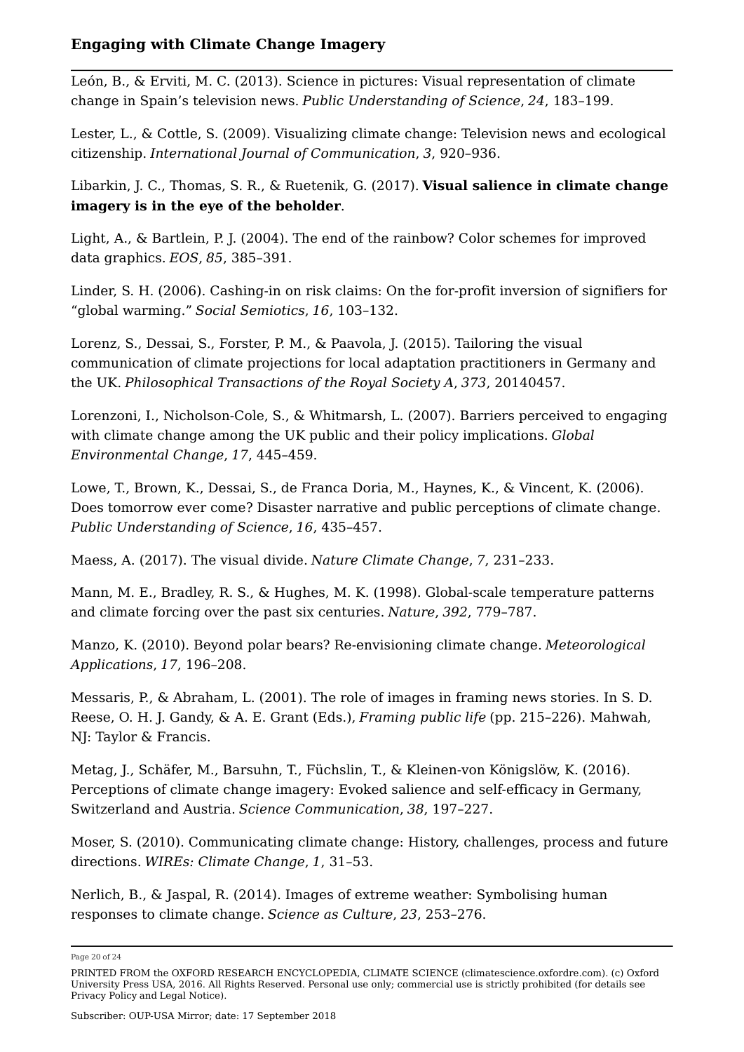León, B., & Erviti, M. C. (2013). Science in pictures: Visual representation of climate change in Spain's television news. *Public Understanding of Science*, *24*, 183–199.

Lester, L., & Cottle, S. (2009). Visualizing climate change: Television news and ecological citizenship. *International Journal of Communication*, *3*, 920–936.

Libarkin, J. C., Thomas, S. R., & Ruetenik, G. (2017). **Visual salience in climate change imagery is in the eye of the beholder**.

Light, A., & Bartlein, P. J. (2004). The end of the rainbow? Color schemes for improved data graphics. *EOS*, *85*, 385–391.

Linder, S. H. (2006). Cashing-in on risk claims: On the for-profit inversion of signifiers for "global warming." *Social Semiotics*, *16*, 103–132.

Lorenz, S., Dessai, S., Forster, P. M., & Paavola, J. (2015). Tailoring the visual communication of climate projections for local adaptation practitioners in Germany and the UK. *Philosophical Transactions of the Royal Society A*, *373*, 20140457.

Lorenzoni, I., Nicholson-Cole, S., & Whitmarsh, L. (2007). Barriers perceived to engaging with climate change among the UK public and their policy implications. *Global Environmental Change*, *17*, 445–459.

Lowe, T., Brown, K., Dessai, S., de Franca Doria, M., Haynes, K., & Vincent, K. (2006). Does tomorrow ever come? Disaster narrative and public perceptions of climate change. *Public Understanding of Science*, *16*, 435–457.

Maess, A. (2017). The visual divide. *Nature Climate Change*, *7*, 231–233.

Mann, M. E., Bradley, R. S., & Hughes, M. K. (1998). Global-scale temperature patterns and climate forcing over the past six centuries. *Nature*, *392*, 779–787.

Manzo, K. (2010). Beyond polar bears? Re-envisioning climate change. *Meteorological Applications*, *17*, 196–208.

Messaris, P., & Abraham, L. (2001). The role of images in framing news stories. In S. D. Reese, O. H. J. Gandy, & A. E. Grant (Eds.), *Framing public life* (pp. 215–226). Mahwah, NJ: Taylor & Francis.

Metag, J., Schäfer, M., Barsuhn, T., Füchslin, T., & Kleinen-von Königslöw, K. (2016). Perceptions of climate change imagery: Evoked salience and self-efficacy in Germany, Switzerland and Austria. *Science Communication*, *38*, 197–227.

Moser, S. (2010). Communicating climate change: History, challenges, process and future directions. *WIREs: Climate Change*, *1*, 31–53.

Nerlich, B., & Jaspal, R. (2014). Images of extreme weather: Symbolising human responses to climate change. *Science as Culture*, *23*, 253–276.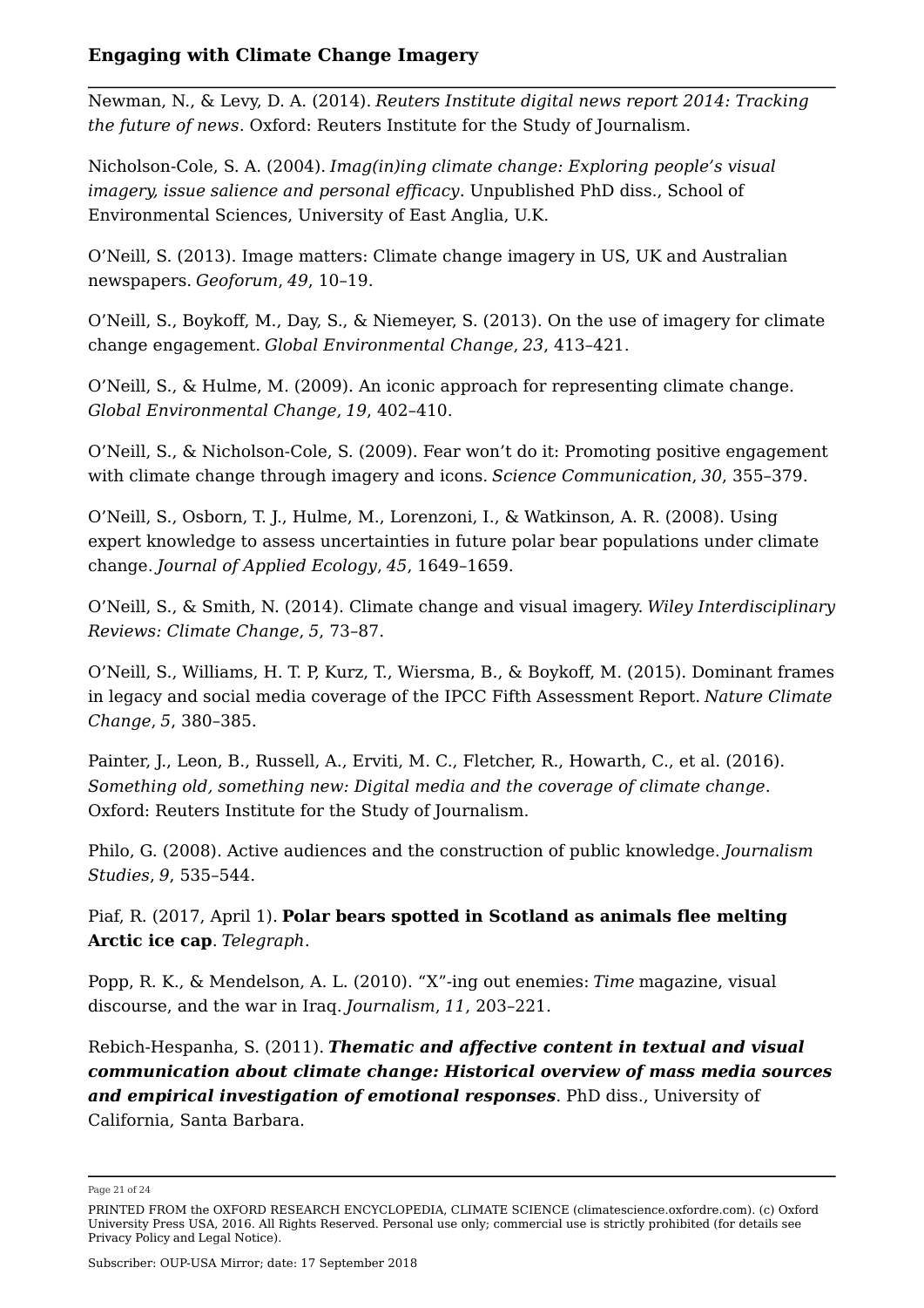Newman, N., & Levy, D. A. (2014). *Reuters Institute digital news report 2014: Tracking the future of news*. Oxford: Reuters Institute for the Study of Journalism.

Nicholson-Cole, S. A. (2004). *Imag(in)ing climate change: Exploring people's visual imagery, issue salience and personal efficacy*. Unpublished PhD diss., School of Environmental Sciences, University of East Anglia, U.K.

O'Neill, S. (2013). Image matters: Climate change imagery in US, UK and Australian newspapers. *Geoforum*, *49*, 10–19.

O'Neill, S., Boykoff, M., Day, S., & Niemeyer, S. (2013). On the use of imagery for climate change engagement. *Global Environmental Change*, *23*, 413–421.

O'Neill, S., & Hulme, M. (2009). An iconic approach for representing climate change. *Global Environmental Change*, *19*, 402–410.

O'Neill, S., & Nicholson-Cole, S. (2009). Fear won't do it: Promoting positive engagement with climate change through imagery and icons. *Science Communication*, *30*, 355–379.

O'Neill, S., Osborn, T. J., Hulme, M., Lorenzoni, I., & Watkinson, A. R. (2008). Using expert knowledge to assess uncertainties in future polar bear populations under climate change. *Journal of Applied Ecology*, *45*, 1649–1659.

O'Neill, S., & Smith, N. (2014). Climate change and visual imagery. *Wiley Interdisciplinary Reviews: Climate Change*, *5*, 73–87.

O'Neill, S., Williams, H. T. P, Kurz, T., Wiersma, B., & Boykoff, M. (2015). Dominant frames in legacy and social media coverage of the IPCC Fifth Assessment Report. *Nature Climate Change*, *5*, 380–385.

Painter, J., Leon, B., Russell, A., Erviti, M. C., Fletcher, R., Howarth, C., et al. (2016). *Something old, something new: Digital media and the coverage of climate change*. Oxford: Reuters Institute for the Study of Journalism.

Philo, G. (2008). Active audiences and the construction of public knowledge. *Journalism Studies*, *9*, 535–544.

Piaf, R. (2017, April 1). **Polar bears spotted in Scotland as animals flee melting Arctic ice cap**. *Telegraph*.

Popp, R. K., & Mendelson, A. L. (2010). "X"-ing out enemies: *Time* magazine, visual discourse, and the war in Iraq. *Journalism*, *11*, 203–221.

Rebich-Hespanha, S. (2011). ***Thematic and affective content in textual and visual communication about climate change: Historical overview of mass media sources and empirical investigation of emotional responses***. PhD diss., University of California, Santa Barbara.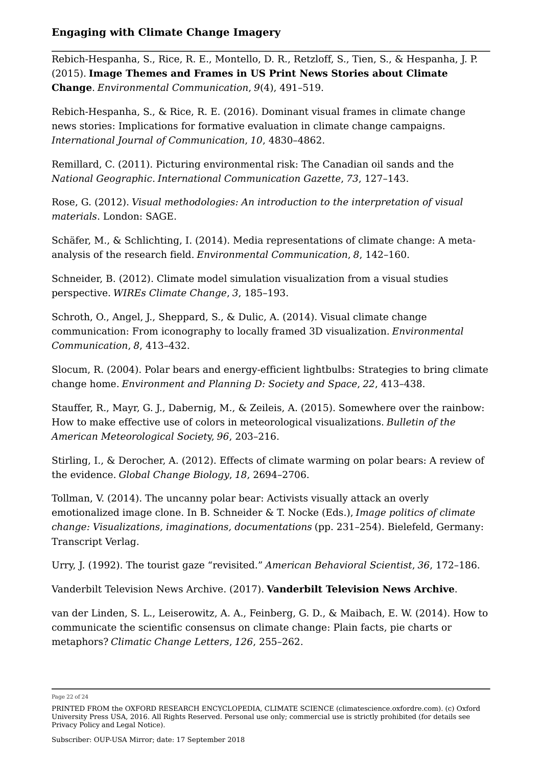Rebich-Hespanha, S., Rice, R. E., Montello, D. R., Retzloff, S., Tien, S., & Hespanha, J. P. (2015). **Image Themes and Frames in US Print News Stories about Climate Change**. *Environmental Communication*, *9*(4), 491–519.

Rebich-Hespanha, S., & Rice, R. E. (2016). Dominant visual frames in climate change news stories: Implications for formative evaluation in climate change campaigns. *International Journal of Communication*, *10*, 4830–4862.

Remillard, C. (2011). Picturing environmental risk: The Canadian oil sands and the *National Geographic*. *International Communication Gazette*, *73*, 127–143.

Rose, G. (2012). *Visual methodologies: An introduction to the interpretation of visual materials*. London: SAGE.

Schäfer, M., & Schlichting, I. (2014). Media representations of climate change: A meta-analysis of the research field. *Environmental Communication*, *8*, 142–160.

Schneider, B. (2012). Climate model simulation visualization from a visual studies perspective. *WIREs Climate Change*, *3*, 185–193.

Schroth, O., Angel, J., Sheppard, S., & Dulic, A. (2014). Visual climate change communication: From iconography to locally framed 3D visualization. *Environmental Communication*, *8*, 413–432.

Slocum, R. (2004). Polar bears and energy-efficient lightbulbs: Strategies to bring climate change home. *Environment and Planning D: Society and Space*, *22*, 413–438.

Stauffer, R., Mayr, G. J., Dabernig, M., & Zeileis, A. (2015). Somewhere over the rainbow: How to make effective use of colors in meteorological visualizations. *Bulletin of the American Meteorological Society*, *96*, 203–216.

Stirling, I., & Derocher, A. (2012). Effects of climate warming on polar bears: A review of the evidence. *Global Change Biology*, *18*, 2694–2706.

Tollman, V. (2014). The uncanny polar bear: Activists visually attack an overly emotionalized image clone. In B. Schneider & T. Nocke (Eds.), *Image politics of climate change: Visualizations, imaginations, documentations* (pp. 231–254). Bielefeld, Germany: Transcript Verlag.

Urry, J. (1992). The tourist gaze "revisited." *American Behavioral Scientist*, *36*, 172–186.

Vanderbilt Television News Archive. (2017). **Vanderbilt Television News Archive**.

van der Linden, S. L., Leiserowitz, A. A., Feinberg, G. D., & Maibach, E. W. (2014). How to communicate the scientific consensus on climate change: Plain facts, pie charts or metaphors? *Climatic Change Letters*, *126*, 255–262.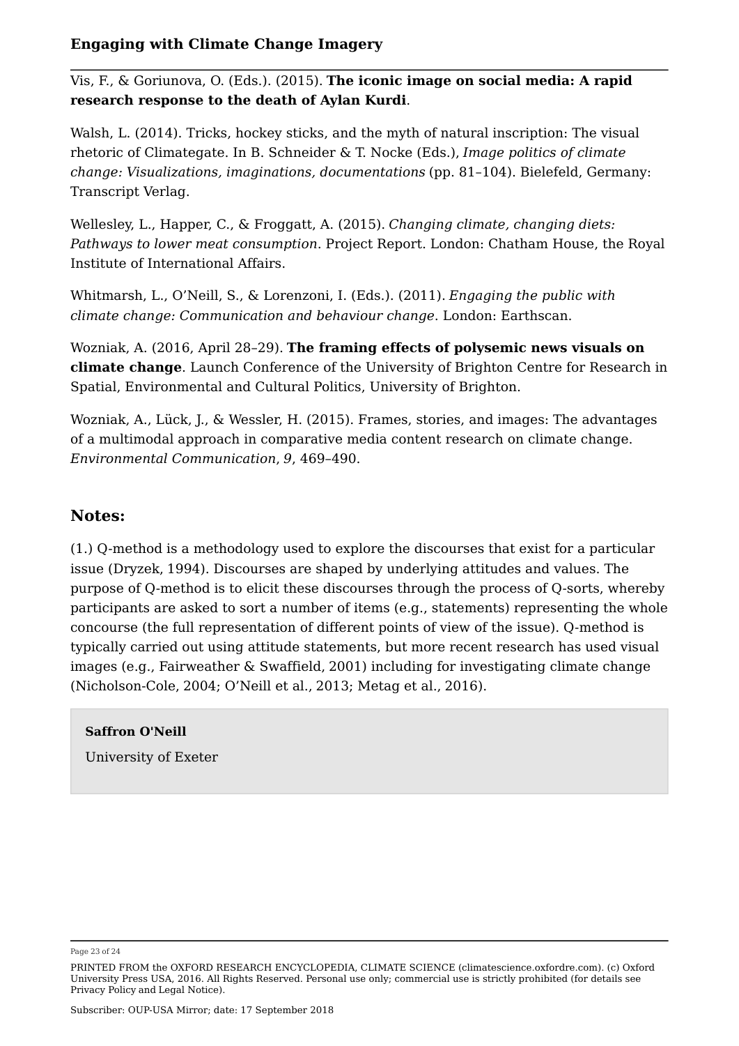Vis, F., & Goriunova, O. (Eds.). (2015). **The iconic image on social media: A rapid research response to the death of Aylan Kurdi**.

Walsh, L. (2014). Tricks, hockey sticks, and the myth of natural inscription: The visual rhetoric of Climategate. In B. Schneider & T. Nocke (Eds.), *Image politics of climate change: Visualizations, imaginations, documentations* (pp. 81–104). Bielefeld, Germany: Transcript Verlag.

Wellesley, L., Happer, C., & Froggatt, A. (2015). *Changing climate, changing diets: Pathways to lower meat consumption*. Project Report. London: Chatham House, the Royal Institute of International Affairs.

Whitmarsh, L., O'Neill, S., & Lorenzoni, I. (Eds.). (2011). *Engaging the public with climate change: Communication and behaviour change*. London: Earthscan.

Wozniak, A. (2016, April 28–29). **The framing effects of polysemic news visuals on climate change**. Launch Conference of the University of Brighton Centre for Research in Spatial, Environmental and Cultural Politics, University of Brighton.

Wozniak, A., Lück, J., & Wessler, H. (2015). Frames, stories, and images: The advantages of a multimodal approach in comparative media content research on climate change. *Environmental Communication*, *9*, 469–490.

## Notes:

(1.) Q-method is a methodology used to explore the discourses that exist for a particular issue (Dryzek, 1994). Discourses are shaped by underlying attitudes and values. The purpose of Q-method is to elicit these discourses through the process of Q-sorts, whereby participants are asked to sort a number of items (e.g., statements) representing the whole concourse (the full representation of different points of view of the issue). Q-method is typically carried out using attitude statements, but more recent research has used visual images (e.g., Fairweather & Swaffield, 2001) including for investigating climate change (Nicholson-Cole, 2004; O'Neill et al., 2013; Metag et al., 2016).

**Saffron O'Neill**

University of Exeter